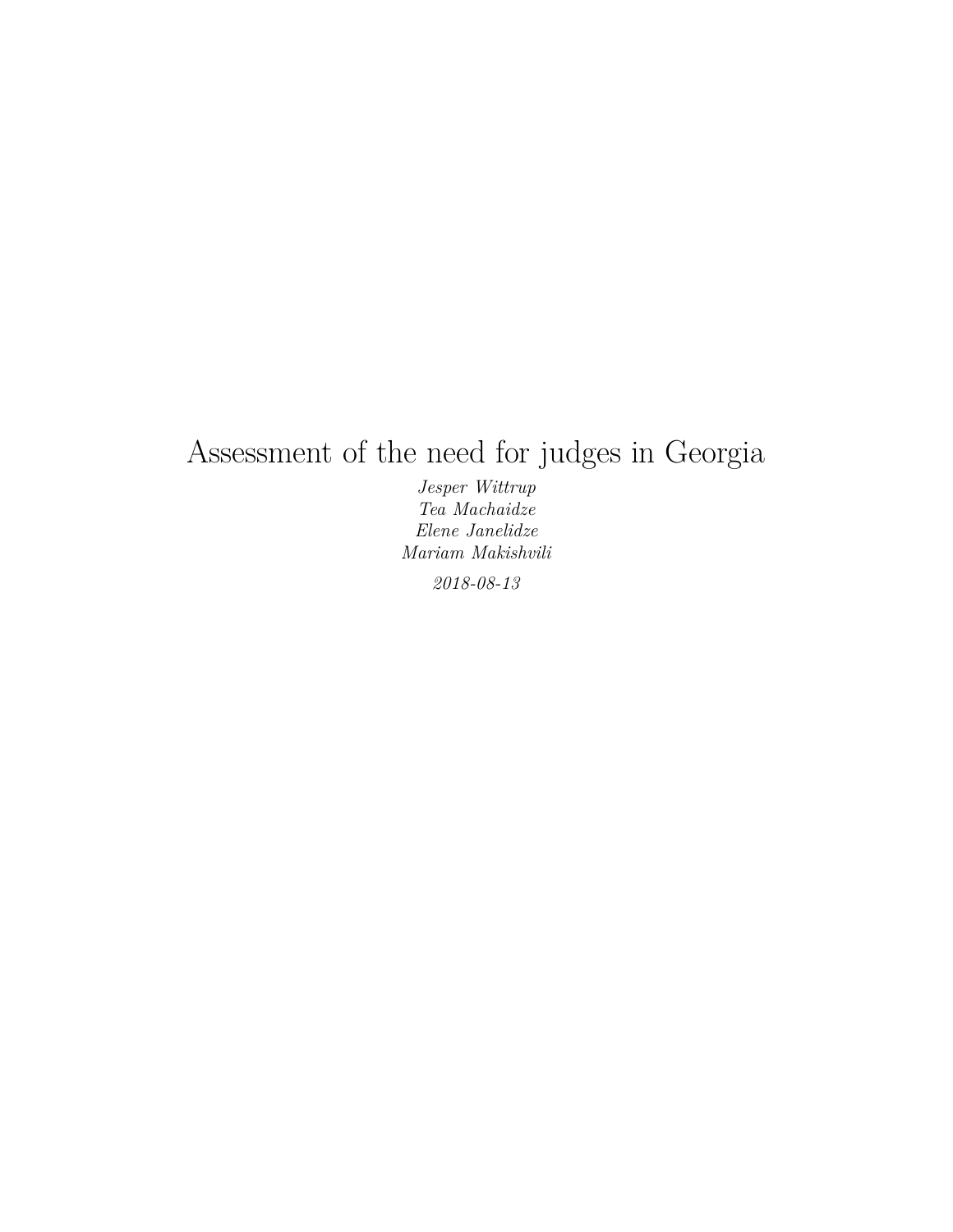# Assessment of the need for judges in Georgia

*Jesper Wittrup*
*Tea Machaidze*
*Elene Janelidze*
*Mariam Makishvili*

*2018-08-13*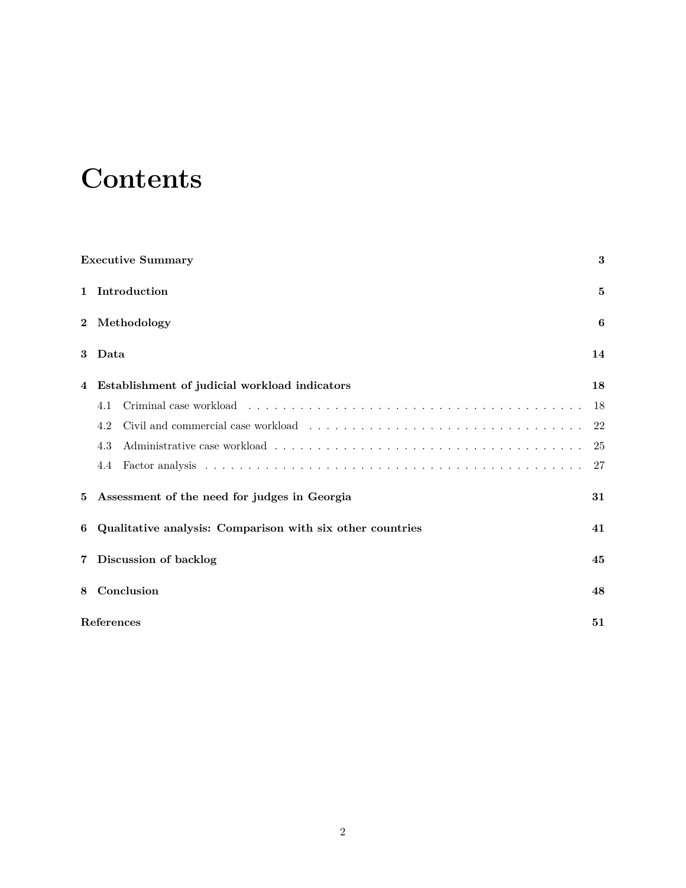# Contents

**Executive Summary** **3**

**1 Introduction** **5**

**2 Methodology** **6**

**3 Data** **14**

**4 Establishment of judicial workload indicators** **18**

4.1 Criminal case workload . . . . . . . . . . 18

4.2 Civil and commercial case workload . . . . . . . . . . 22

4.3 Administrative case workload . . . . . . . . . . 25

4.4 Factor analysis . . . . . . . . . . 27

**5 Assessment of the need for judges in Georgia** **31**

**6 Qualitative analysis: Comparison with six other countries** **41**

**7 Discussion of backlog** **45**

**8 Conclusion** **48**

**References** **51**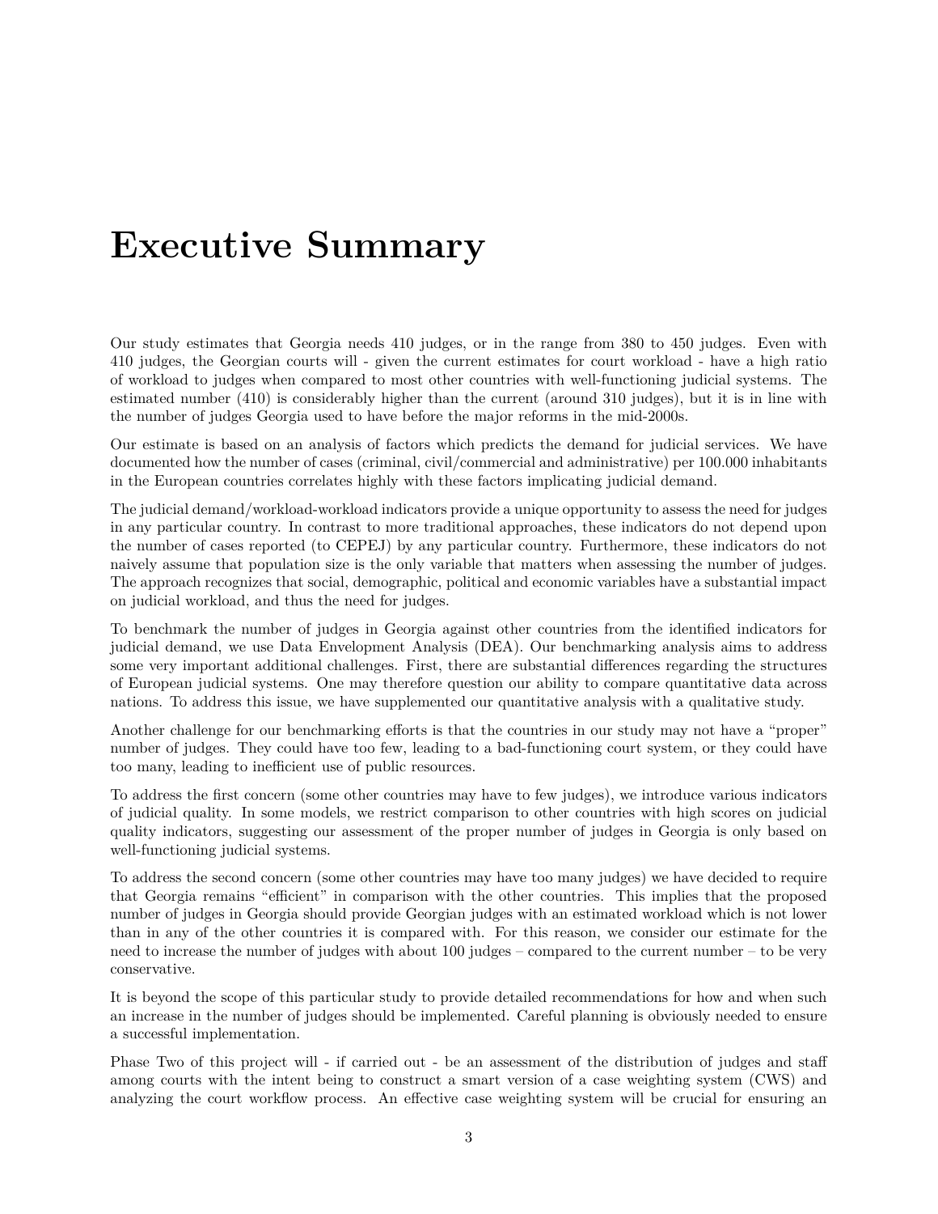# Executive Summary

Our study estimates that Georgia needs 410 judges, or in the range from 380 to 450 judges. Even with 410 judges, the Georgian courts will - given the current estimates for court workload - have a high ratio of workload to judges when compared to most other countries with well-functioning judicial systems. The estimated number (410) is considerably higher than the current (around 310 judges), but it is in line with the number of judges Georgia used to have before the major reforms in the mid-2000s.

Our estimate is based on an analysis of factors which predicts the demand for judicial services. We have documented how the number of cases (criminal, civil/commercial and administrative) per 100.000 inhabitants in the European countries correlates highly with these factors implicating judicial demand.

The judicial demand/workload-workload indicators provide a unique opportunity to assess the need for judges in any particular country. In contrast to more traditional approaches, these indicators do not depend upon the number of cases reported (to CEPEJ) by any particular country. Furthermore, these indicators do not naively assume that population size is the only variable that matters when assessing the number of judges. The approach recognizes that social, demographic, political and economic variables have a substantial impact on judicial workload, and thus the need for judges.

To benchmark the number of judges in Georgia against other countries from the identified indicators for judicial demand, we use Data Envelopment Analysis (DEA). Our benchmarking analysis aims to address some very important additional challenges. First, there are substantial differences regarding the structures of European judicial systems. One may therefore question our ability to compare quantitative data across nations. To address this issue, we have supplemented our quantitative analysis with a qualitative study.

Another challenge for our benchmarking efforts is that the countries in our study may not have a "proper" number of judges. They could have too few, leading to a bad-functioning court system, or they could have too many, leading to inefficient use of public resources.

To address the first concern (some other countries may have to few judges), we introduce various indicators of judicial quality. In some models, we restrict comparison to other countries with high scores on judicial quality indicators, suggesting our assessment of the proper number of judges in Georgia is only based on well-functioning judicial systems.

To address the second concern (some other countries may have too many judges) we have decided to require that Georgia remains "efficient" in comparison with the other countries. This implies that the proposed number of judges in Georgia should provide Georgian judges with an estimated workload which is not lower than in any of the other countries it is compared with. For this reason, we consider our estimate for the need to increase the number of judges with about 100 judges – compared to the current number – to be very conservative.

It is beyond the scope of this particular study to provide detailed recommendations for how and when such an increase in the number of judges should be implemented. Careful planning is obviously needed to ensure a successful implementation.

Phase Two of this project will - if carried out - be an assessment of the distribution of judges and staff among courts with the intent being to construct a smart version of a case weighting system (CWS) and analyzing the court workflow process. An effective case weighting system will be crucial for ensuring an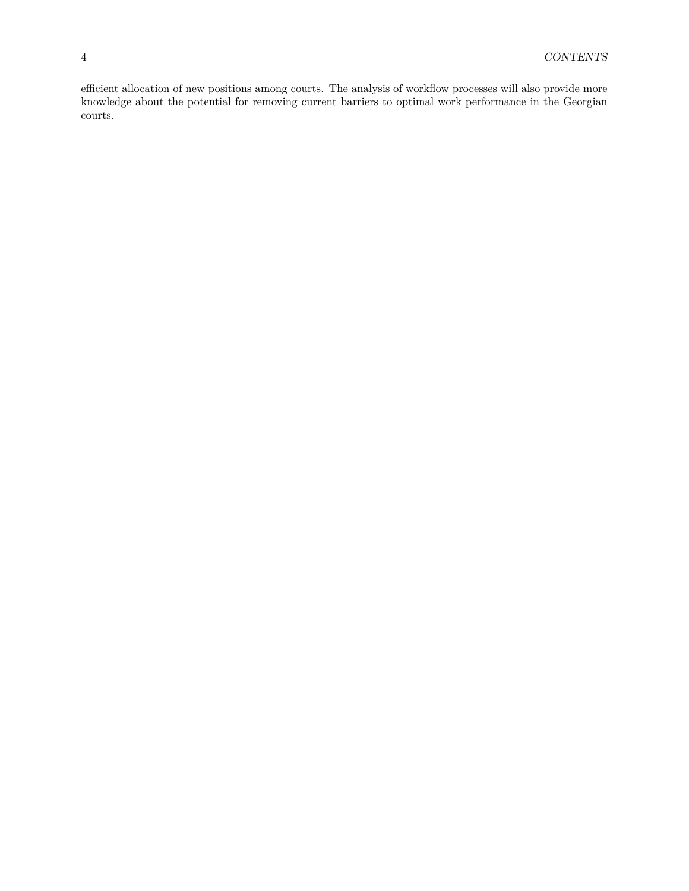efficient allocation of new positions among courts. The analysis of workflow processes will also provide more knowledge about the potential for removing current barriers to optimal work performance in the Georgian courts.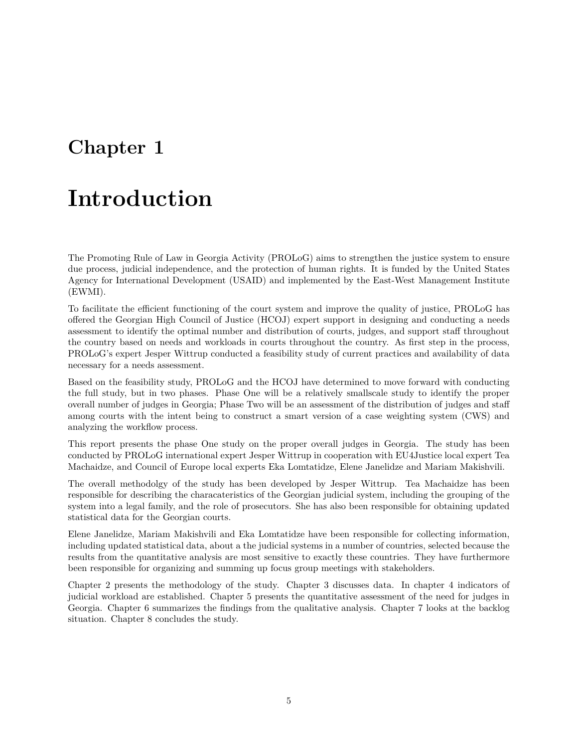# Chapter 1

# Introduction

The Promoting Rule of Law in Georgia Activity (PROLoG) aims to strengthen the justice system to ensure due process, judicial independence, and the protection of human rights. It is funded by the United States Agency for International Development (USAID) and implemented by the East-West Management Institute (EWMI).

To facilitate the efficient functioning of the court system and improve the quality of justice, PROLoG has offered the Georgian High Council of Justice (HCOJ) expert support in designing and conducting a needs assessment to identify the optimal number and distribution of courts, judges, and support staff throughout the country based on needs and workloads in courts throughout the country. As first step in the process, PROLoG's expert Jesper Wittrup conducted a feasibility study of current practices and availability of data necessary for a needs assessment.

Based on the feasibility study, PROLoG and the HCOJ have determined to move forward with conducting the full study, but in two phases. Phase One will be a relatively smallscale study to identify the proper overall number of judges in Georgia; Phase Two will be an assessment of the distribution of judges and staff among courts with the intent being to construct a smart version of a case weighting system (CWS) and analyzing the workflow process.

This report presents the phase One study on the proper overall judges in Georgia. The study has been conducted by PROLoG international expert Jesper Wittrup in cooperation with EU4Justice local expert Tea Machaidze, and Council of Europe local experts Eka Lomtatidze, Elene Janelidze and Mariam Makishvili.

The overall methodolgy of the study has been developed by Jesper Wittrup. Tea Machaidze has been responsible for describing the characateristics of the Georgian judicial system, including the grouping of the system into a legal family, and the role of prosecutors. She has also been responsible for obtaining updated statistical data for the Georgian courts.

Elene Janelidze, Mariam Makishvili and Eka Lomtatidze have been responsible for collecting information, including updated statistical data, about a the judicial systems in a number of countries, selected because the results from the quantitative analysis are most sensitive to exactly these countries. They have furthermore been responsible for organizing and summing up focus group meetings with stakeholders.

Chapter 2 presents the methodology of the study. Chapter 3 discusses data. In chapter 4 indicators of judicial workload are established. Chapter 5 presents the quantitative assessment of the need for judges in Georgia. Chapter 6 summarizes the findings from the qualitative analysis. Chapter 7 looks at the backlog situation. Chapter 8 concludes the study.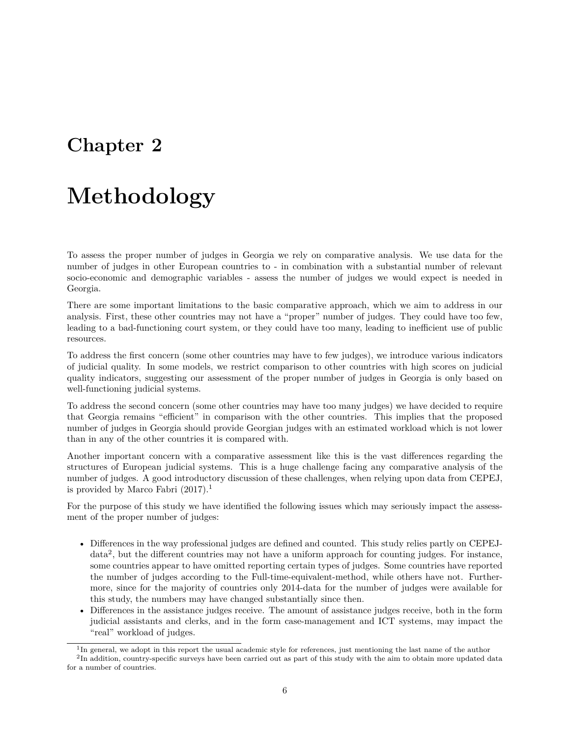# Chapter 2

# Methodology

To assess the proper number of judges in Georgia we rely on comparative analysis. We use data for the number of judges in other European countries to - in combination with a substantial number of relevant socio-economic and demographic variables - assess the number of judges we would expect is needed in Georgia.

There are some important limitations to the basic comparative approach, which we aim to address in our analysis. First, these other countries may not have a "proper" number of judges. They could have too few, leading to a bad-functioning court system, or they could have too many, leading to inefficient use of public resources.

To address the first concern (some other countries may have to few judges), we introduce various indicators of judicial quality. In some models, we restrict comparison to other countries with high scores on judicial quality indicators, suggesting our assessment of the proper number of judges in Georgia is only based on well-functioning judicial systems.

To address the second concern (some other countries may have too many judges) we have decided to require that Georgia remains "efficient" in comparison with the other countries. This implies that the proposed number of judges in Georgia should provide Georgian judges with an estimated workload which is not lower than in any of the other countries it is compared with.

Another important concern with a comparative assessment like this is the vast differences regarding the structures of European judicial systems. This is a huge challenge facing any comparative analysis of the number of judges. A good introductory discussion of these challenges, when relying upon data from CEPEJ, is provided by Marco Fabri (2017).[1]

For the purpose of this study we have identified the following issues which may seriously impact the assessment of the proper number of judges:

- Differences in the way professional judges are defined and counted. This study relies partly on CEPEJ-data[2], but the different countries may not have a uniform approach for counting judges. For instance, some countries appear to have omitted reporting certain types of judges. Some countries have reported the number of judges according to the Full-time-equivalent-method, while others have not. Furthermore, since for the majority of countries only 2014-data for the number of judges were available for this study, the numbers may have changed substantially since then.
- Differences in the assistance judges receive. The amount of assistance judges receive, both in the form judicial assistants and clerks, and in the form case-management and ICT systems, may impact the "real" workload of judges.

[1] In general, we adopt in this report the usual academic style for references, just mentioning the last name of the author

[2] In addition, country-specific surveys have been carried out as part of this study with the aim to obtain more updated data for a number of countries.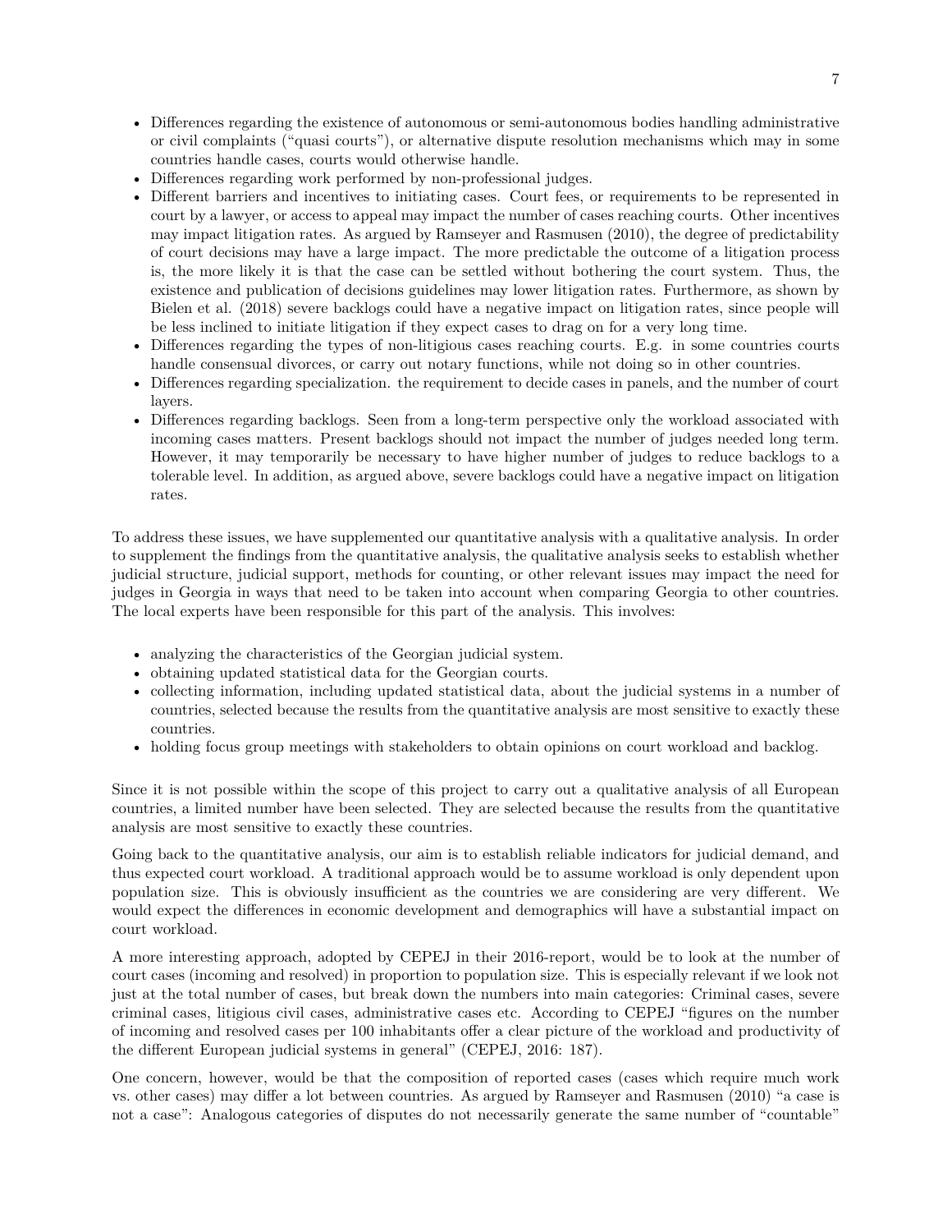- Differences regarding the existence of autonomous or semi-autonomous bodies handling administrative or civil complaints ("quasi courts"), or alternative dispute resolution mechanisms which may in some countries handle cases, courts would otherwise handle.
- Differences regarding work performed by non-professional judges.
- Different barriers and incentives to initiating cases. Court fees, or requirements to be represented in court by a lawyer, or access to appeal may impact the number of cases reaching courts. Other incentives may impact litigation rates. As argued by Ramseyer and Rasmusen (2010), the degree of predictability of court decisions may have a large impact. The more predictable the outcome of a litigation process is, the more likely it is that the case can be settled without bothering the court system. Thus, the existence and publication of decisions guidelines may lower litigation rates. Furthermore, as shown by Bielen et al. (2018) severe backlogs could have a negative impact on litigation rates, since people will be less inclined to initiate litigation if they expect cases to drag on for a very long time.
- Differences regarding the types of non-litigious cases reaching courts. E.g. in some countries courts handle consensual divorces, or carry out notary functions, while not doing so in other countries.
- Differences regarding specialization. the requirement to decide cases in panels, and the number of court layers.
- Differences regarding backlogs. Seen from a long-term perspective only the workload associated with incoming cases matters. Present backlogs should not impact the number of judges needed long term. However, it may temporarily be necessary to have higher number of judges to reduce backlogs to a tolerable level. In addition, as argued above, severe backlogs could have a negative impact on litigation rates.

To address these issues, we have supplemented our quantitative analysis with a qualitative analysis. In order to supplement the findings from the quantitative analysis, the qualitative analysis seeks to establish whether judicial structure, judicial support, methods for counting, or other relevant issues may impact the need for judges in Georgia in ways that need to be taken into account when comparing Georgia to other countries. The local experts have been responsible for this part of the analysis. This involves:

- analyzing the characteristics of the Georgian judicial system.
- obtaining updated statistical data for the Georgian courts.
- collecting information, including updated statistical data, about the judicial systems in a number of countries, selected because the results from the quantitative analysis are most sensitive to exactly these countries.
- holding focus group meetings with stakeholders to obtain opinions on court workload and backlog.

Since it is not possible within the scope of this project to carry out a qualitative analysis of all European countries, a limited number have been selected. They are selected because the results from the quantitative analysis are most sensitive to exactly these countries.

Going back to the quantitative analysis, our aim is to establish reliable indicators for judicial demand, and thus expected court workload. A traditional approach would be to assume workload is only dependent upon population size. This is obviously insufficient as the countries we are considering are very different. We would expect the differences in economic development and demographics will have a substantial impact on court workload.

A more interesting approach, adopted by CEPEJ in their 2016-report, would be to look at the number of court cases (incoming and resolved) in proportion to population size. This is especially relevant if we look not just at the total number of cases, but break down the numbers into main categories: Criminal cases, severe criminal cases, litigious civil cases, administrative cases etc. According to CEPEJ "figures on the number of incoming and resolved cases per 100 inhabitants offer a clear picture of the workload and productivity of the different European judicial systems in general" (CEPEJ, 2016: 187).

One concern, however, would be that the composition of reported cases (cases which require much work vs. other cases) may differ a lot between countries. As argued by Ramseyer and Rasmusen (2010) "a case is not a case": Analogous categories of disputes do not necessarily generate the same number of "countable"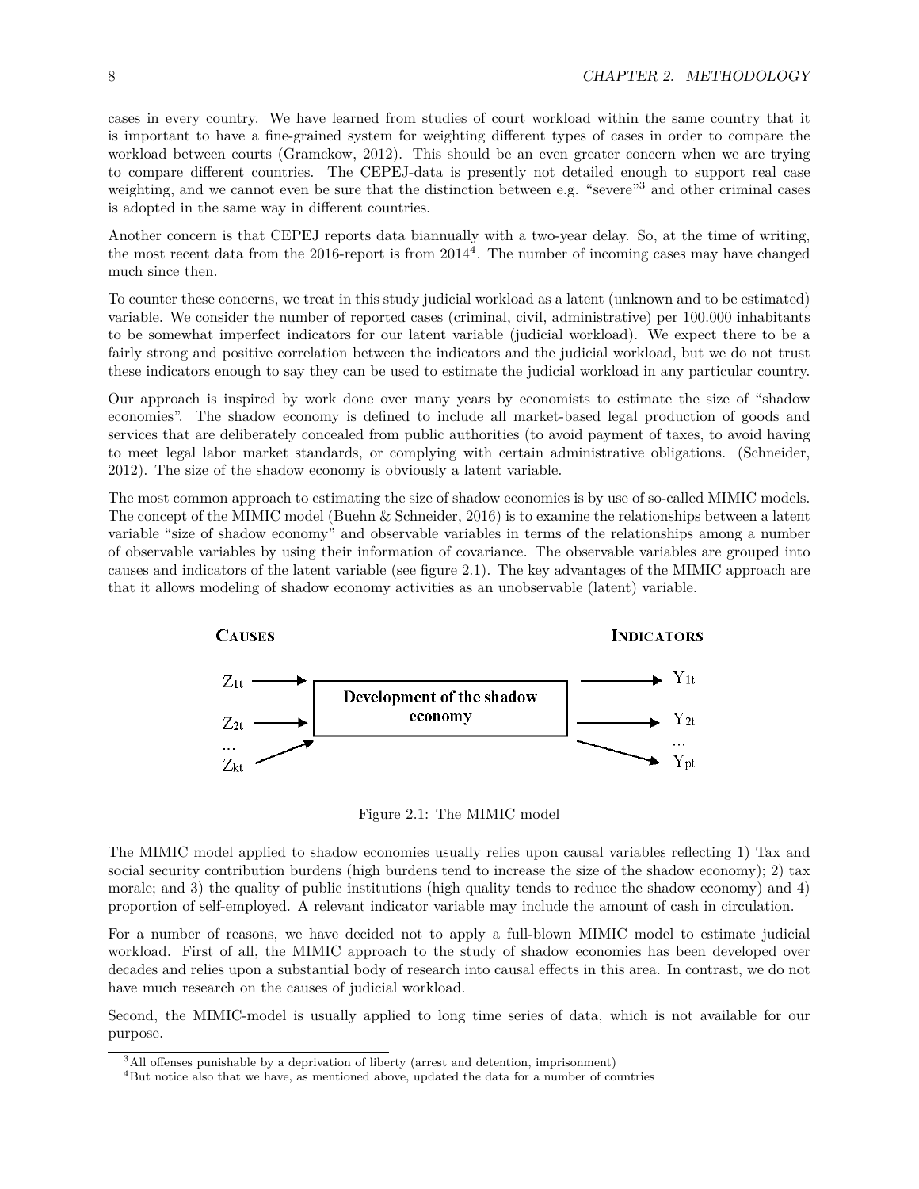cases in every country. We have learned from studies of court workload within the same country that it is important to have a fine-grained system for weighting different types of cases in order to compare the workload between courts (Gramckow, 2012). This should be an even greater concern when we are trying to compare different countries. The CEPEJ-data is presently not detailed enough to support real case weighting, and we cannot even be sure that the distinction between e.g. "severe"[3] and other criminal cases is adopted in the same way in different countries.

Another concern is that CEPEJ reports data biannually with a two-year delay. So, at the time of writing, the most recent data from the 2016-report is from 2014[4]. The number of incoming cases may have changed much since then.

To counter these concerns, we treat in this study judicial workload as a latent (unknown and to be estimated) variable. We consider the number of reported cases (criminal, civil, administrative) per 100.000 inhabitants to be somewhat imperfect indicators for our latent variable (judicial workload). We expect there to be a fairly strong and positive correlation between the indicators and the judicial workload, but we do not trust these indicators enough to say they can be used to estimate the judicial workload in any particular country.

Our approach is inspired by work done over many years by economists to estimate the size of "shadow economies". The shadow economy is defined to include all market-based legal production of goods and services that are deliberately concealed from public authorities (to avoid payment of taxes, to avoid having to meet legal labor market standards, or complying with certain administrative obligations. (Schneider, 2012). The size of the shadow economy is obviously a latent variable.

The most common approach to estimating the size of shadow economies is by use of so-called MIMIC models. The concept of the MIMIC model (Buehn & Schneider, 2016) is to examine the relationships between a latent variable "size of shadow economy" and observable variables in terms of the relationships among a number of observable variables by using their information of covariance. The observable variables are grouped into causes and indicators of the latent variable (see figure 2.1). The key advantages of the MIMIC approach are that it allows modeling of shadow economy activities as an unobservable (latent) variable.

**CAUSES** $Z_{1t}$, $Z_{2t}$, ..., $Z_{kt}$ → **Development of the shadow economy** → **INDICATORS** $Y_{1t}$, $Y_{2t}$, ..., $Y_{pt}$

Figure 2.1: The MIMIC model

The MIMIC model applied to shadow economies usually relies upon causal variables reflecting 1) Tax and social security contribution burdens (high burdens tend to increase the size of the shadow economy); 2) tax morale; and 3) the quality of public institutions (high quality tends to reduce the shadow economy) and 4) proportion of self-employed. A relevant indicator variable may include the amount of cash in circulation.

For a number of reasons, we have decided not to apply a full-blown MIMIC model to estimate judicial workload. First of all, the MIMIC approach to the study of shadow economies has been developed over decades and relies upon a substantial body of research into causal effects in this area. In contrast, we do not have much research on the causes of judicial workload.

Second, the MIMIC-model is usually applied to long time series of data, which is not available for our purpose.

[3] All offenses punishable by a deprivation of liberty (arrest and detention, imprisonment)

[4] But notice also that we have, as mentioned above, updated the data for a number of countries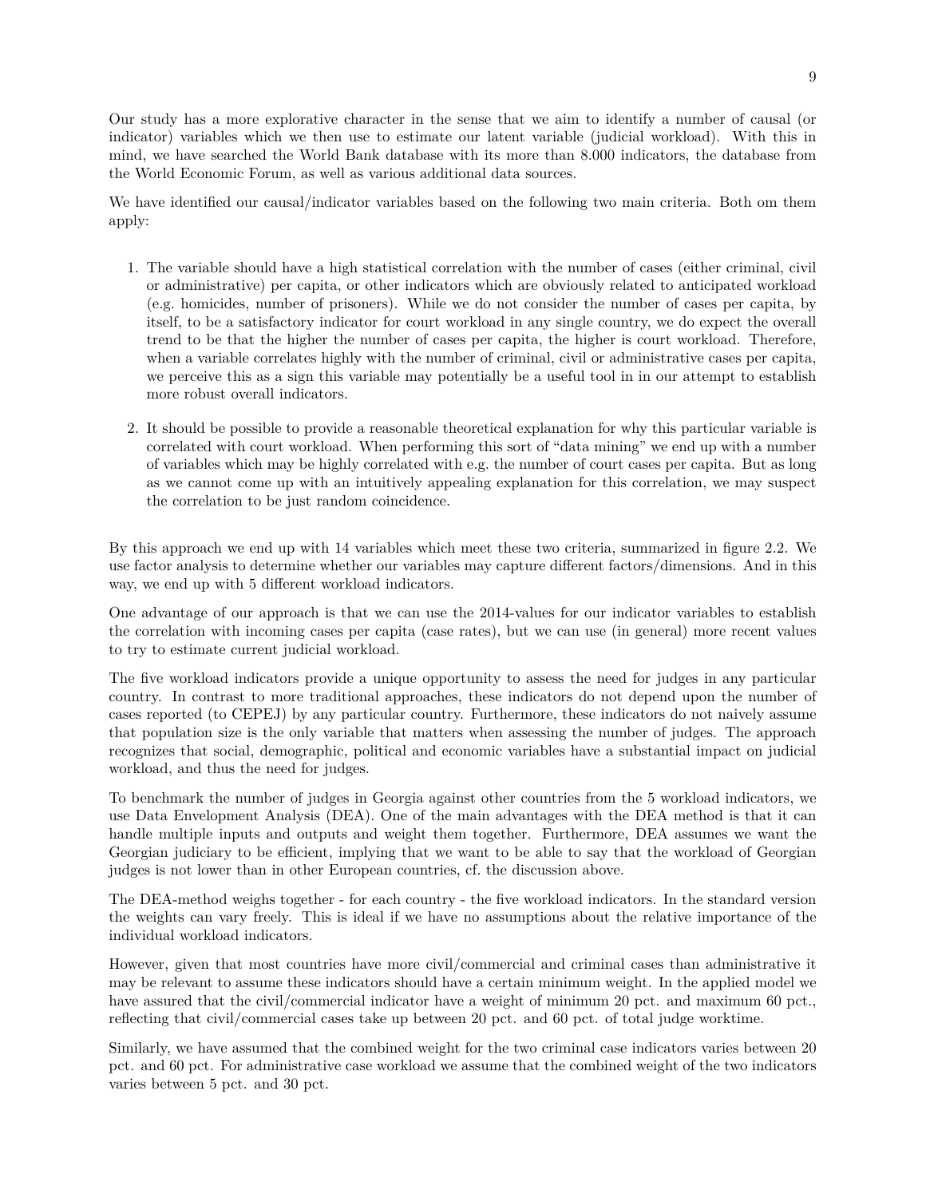Our study has a more explorative character in the sense that we aim to identify a number of causal (or indicator) variables which we then use to estimate our latent variable (judicial workload). With this in mind, we have searched the World Bank database with its more than 8.000 indicators, the database from the World Economic Forum, as well as various additional data sources.

We have identified our causal/indicator variables based on the following two main criteria. Both om them apply:

1. The variable should have a high statistical correlation with the number of cases (either criminal, civil or administrative) per capita, or other indicators which are obviously related to anticipated workload (e.g. homicides, number of prisoners). While we do not consider the number of cases per capita, by itself, to be a satisfactory indicator for court workload in any single country, we do expect the overall trend to be that the higher the number of cases per capita, the higher is court workload. Therefore, when a variable correlates highly with the number of criminal, civil or administrative cases per capita, we perceive this as a sign this variable may potentially be a useful tool in in our attempt to establish more robust overall indicators.

2. It should be possible to provide a reasonable theoretical explanation for why this particular variable is correlated with court workload. When performing this sort of "data mining" we end up with a number of variables which may be highly correlated with e.g. the number of court cases per capita. But as long as we cannot come up with an intuitively appealing explanation for this correlation, we may suspect the correlation to be just random coincidence.

By this approach we end up with 14 variables which meet these two criteria, summarized in figure 2.2. We use factor analysis to determine whether our variables may capture different factors/dimensions. And in this way, we end up with 5 different workload indicators.

One advantage of our approach is that we can use the 2014-values for our indicator variables to establish the correlation with incoming cases per capita (case rates), but we can use (in general) more recent values to try to estimate current judicial workload.

The five workload indicators provide a unique opportunity to assess the need for judges in any particular country. In contrast to more traditional approaches, these indicators do not depend upon the number of cases reported (to CEPEJ) by any particular country. Furthermore, these indicators do not naively assume that population size is the only variable that matters when assessing the number of judges. The approach recognizes that social, demographic, political and economic variables have a substantial impact on judicial workload, and thus the need for judges.

To benchmark the number of judges in Georgia against other countries from the 5 workload indicators, we use Data Envelopment Analysis (DEA). One of the main advantages with the DEA method is that it can handle multiple inputs and outputs and weight them together. Furthermore, DEA assumes we want the Georgian judiciary to be efficient, implying that we want to be able to say that the workload of Georgian judges is not lower than in other European countries, cf. the discussion above.

The DEA-method weighs together - for each country - the five workload indicators. In the standard version the weights can vary freely. This is ideal if we have no assumptions about the relative importance of the individual workload indicators.

However, given that most countries have more civil/commercial and criminal cases than administrative it may be relevant to assume these indicators should have a certain minimum weight. In the applied model we have assured that the civil/commercial indicator have a weight of minimum 20 pct. and maximum 60 pct., reflecting that civil/commercial cases take up between 20 pct. and 60 pct. of total judge worktime.

Similarly, we have assumed that the combined weight for the two criminal case indicators varies between 20 pct. and 60 pct. For administrative case workload we assume that the combined weight of the two indicators varies between 5 pct. and 30 pct.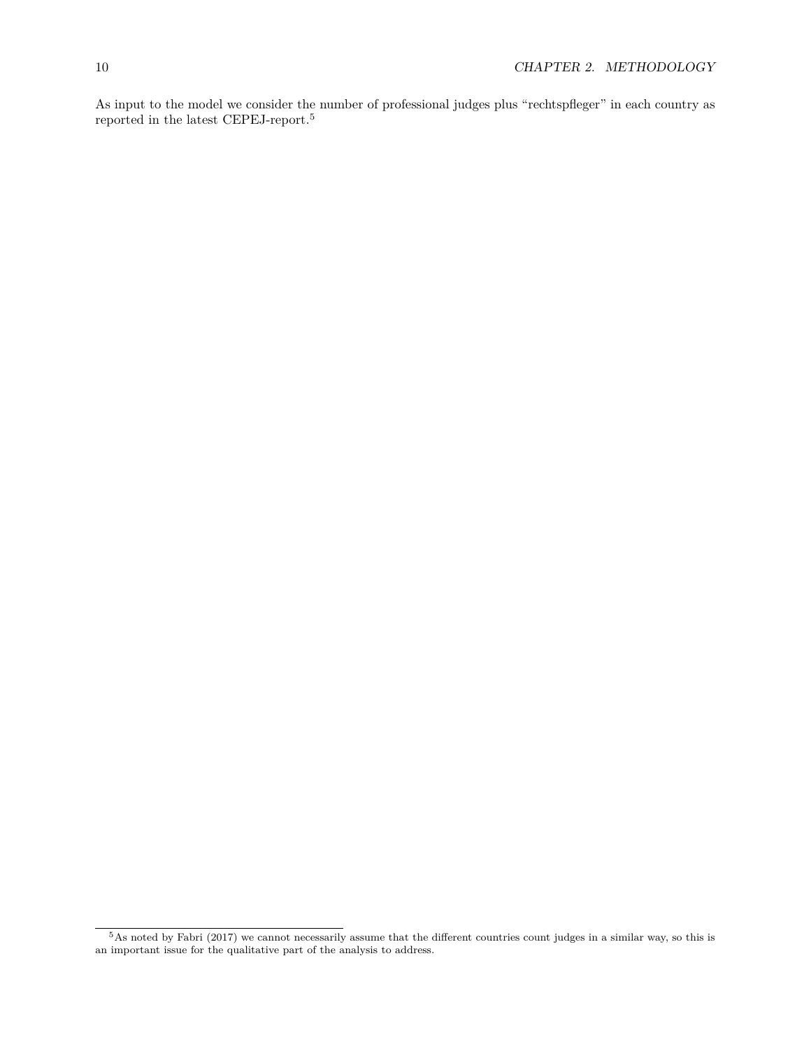As input to the model we consider the number of professional judges plus "rechtspfleger" in each country as reported in the latest CEPEJ-report.[5]

[5] As noted by Fabri (2017) we cannot necessarily assume that the different countries count judges in a similar way, so this is an important issue for the qualitative part of the analysis to address.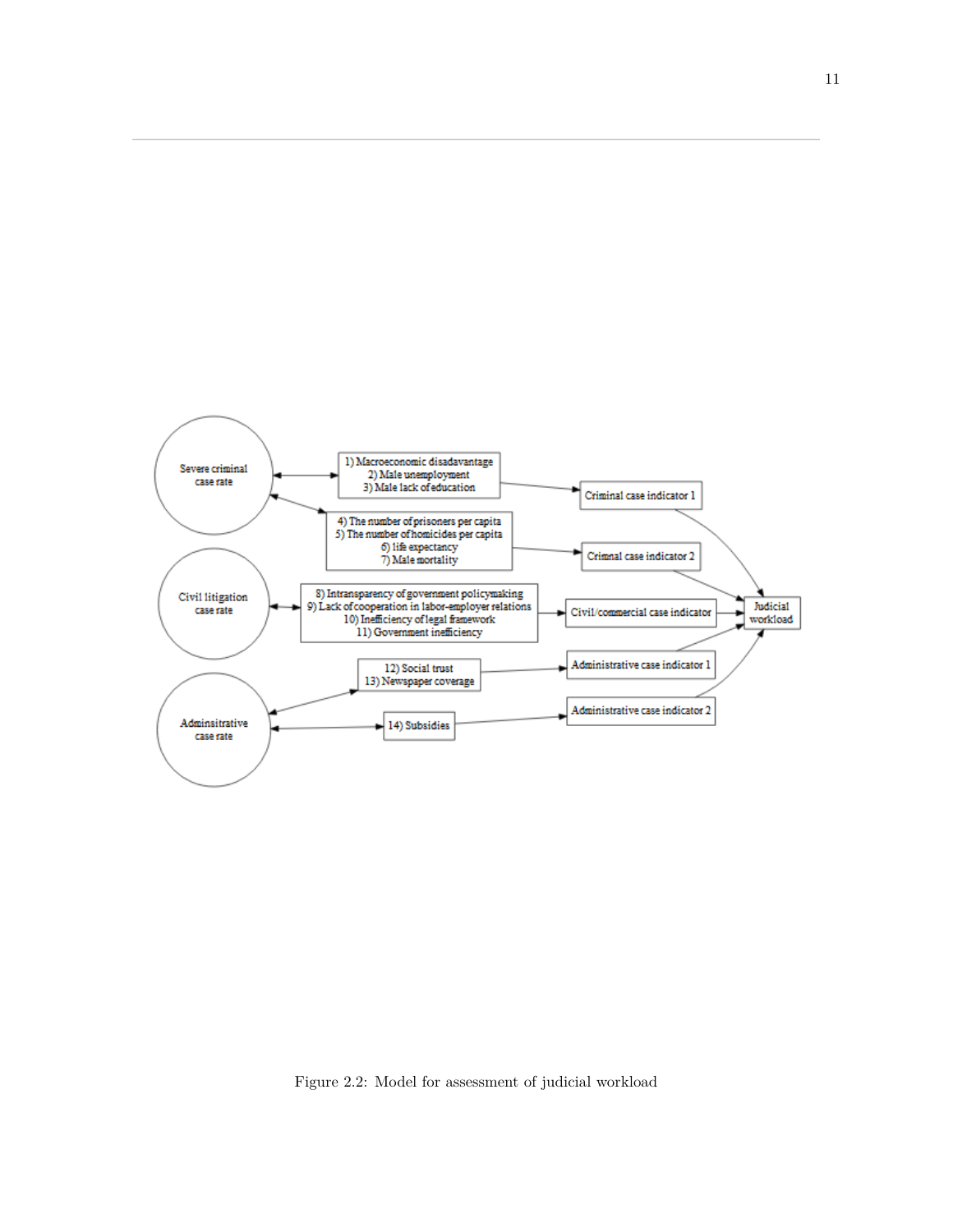Figure 2.2: Model for assessment of judicial workload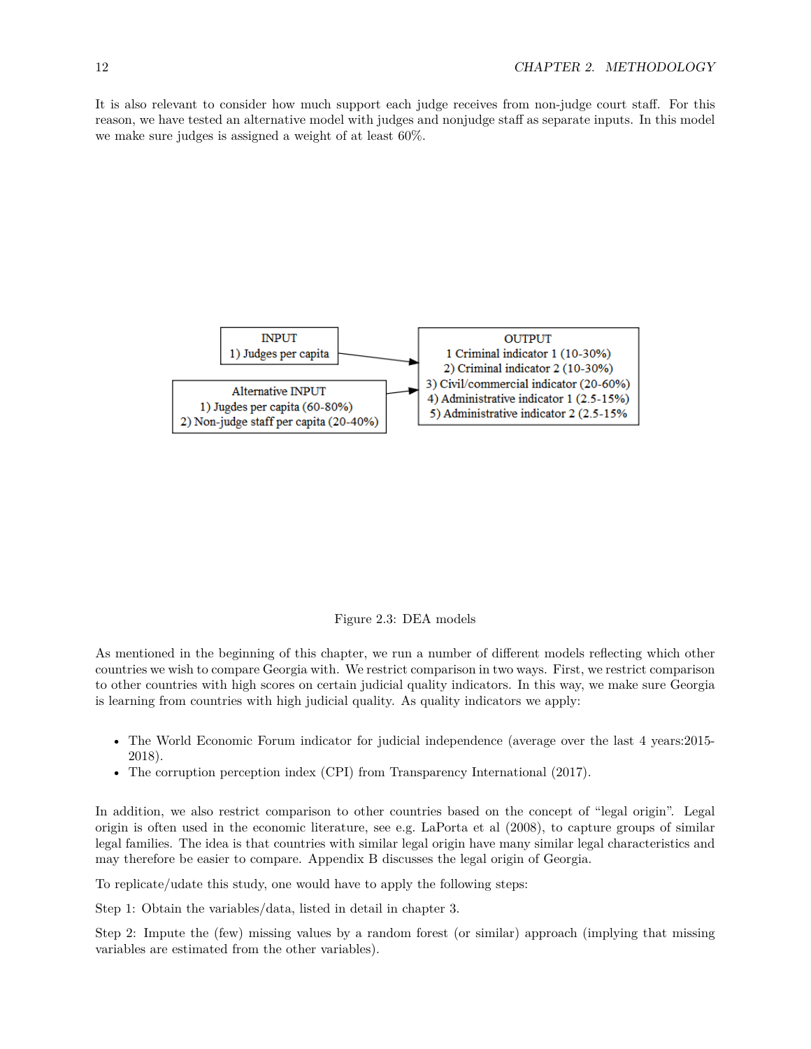It is also relevant to consider how much support each judge receives from non-judge court staff. For this reason, we have tested an alternative model with judges and nonjudge staff as separate inputs. In this model we make sure judges is assigned a weight of at least 60%.

INPUT
1) Judges per capita

Alternative INPUT
1) Jugdes per capita (60-80%)
2) Non-judge staff per capita (20-40%)

OUTPUT
1 Criminal indicator 1 (10-30%)
2) Criminal indicator 2 (10-30%)
3) Civil/commercial indicator (20-60%)
4) Administrative indicator 1 (2.5-15%)
5) Administrative indicator 2 (2.5-15%

Figure 2.3: DEA models

As mentioned in the beginning of this chapter, we run a number of different models reflecting which other countries we wish to compare Georgia with. We restrict comparison in two ways. First, we restrict comparison to other countries with high scores on certain judicial quality indicators. In this way, we make sure Georgia is learning from countries with high judicial quality. As quality indicators we apply:

- The World Economic Forum indicator for judicial independence (average over the last 4 years:2015-2018).
- The corruption perception index (CPI) from Transparency International (2017).

In addition, we also restrict comparison to other countries based on the concept of "legal origin". Legal origin is often used in the economic literature, see e.g. LaPorta et al (2008), to capture groups of similar legal families. The idea is that countries with similar legal origin have many similar legal characteristics and may therefore be easier to compare. Appendix B discusses the legal origin of Georgia.

To replicate/udate this study, one would have to apply the following steps:

Step 1: Obtain the variables/data, listed in detail in chapter 3.

Step 2: Impute the (few) missing values by a random forest (or similar) approach (implying that missing variables are estimated from the other variables).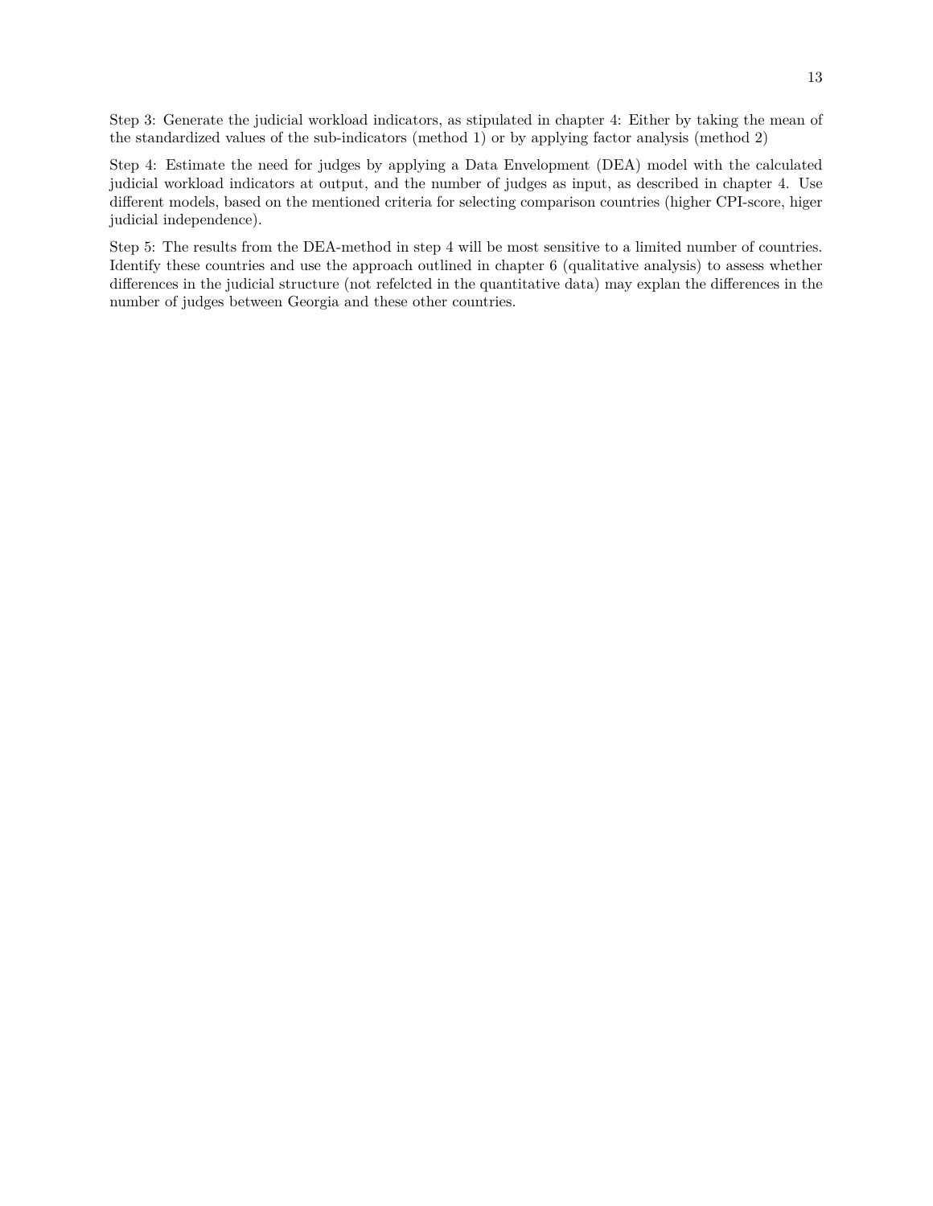Step 3: Generate the judicial workload indicators, as stipulated in chapter 4: Either by taking the mean of the standardized values of the sub-indicators (method 1) or by applying factor analysis (method 2)

Step 4: Estimate the need for judges by applying a Data Envelopment (DEA) model with the calculated judicial workload indicators at output, and the number of judges as input, as described in chapter 4. Use different models, based on the mentioned criteria for selecting comparison countries (higher CPI-score, higer judicial independence).

Step 5: The results from the DEA-method in step 4 will be most sensitive to a limited number of countries. Identify these countries and use the approach outlined in chapter 6 (qualitative analysis) to assess whether differences in the judicial structure (not refelcted in the quantitative data) may explan the differences in the number of judges between Georgia and these other countries.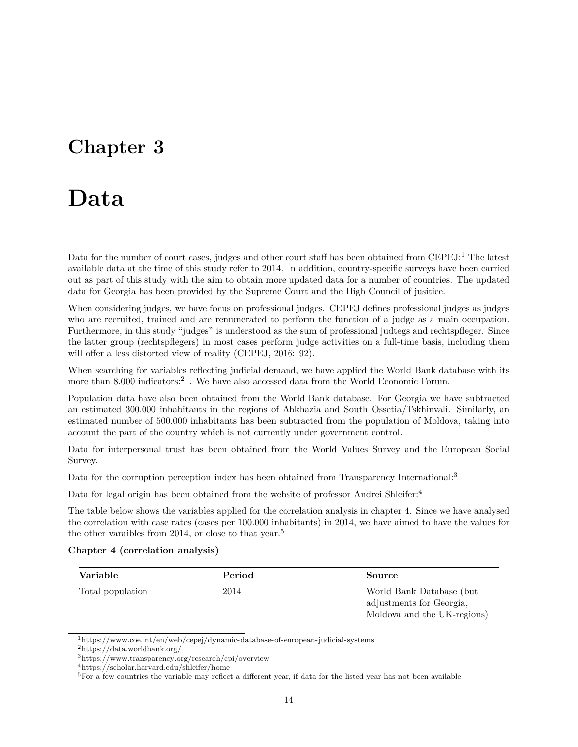# Chapter 3

# Data

Data for the number of court cases, judges and other court staff has been obtained from CEPEJ:[1] The latest available data at the time of this study refer to 2014. In addition, country-specific surveys have been carried out as part of this study with the aim to obtain more updated data for a number of countries. The updated data for Georgia has been provided by the Supreme Court and the High Council of jusitice.

When considering judges, we have focus on professional judges. CEPEJ defines professional judges as judges who are recruited, trained and are remunerated to perform the function of a judge as a main occupation. Furthermore, in this study "judges" is understood as the sum of professional judtegs and rechtspfleger. Since the latter group (rechtspflegers) in most cases perform judge activities on a full-time basis, including them will offer a less distorted view of reality (CEPEJ, 2016: 92).

When searching for variables reflecting judicial demand, we have applied the World Bank database with its more than 8.000 indicators:[2] . We have also accessed data from the World Economic Forum.

Population data have also been obtained from the World Bank database. For Georgia we have subtracted an estimated 300.000 inhabitants in the regions of Abkhazia and South Ossetia/Tskhinvali. Similarly, an estimated number of 500.000 inhabitants has been subtracted from the population of Moldova, taking into account the part of the country which is not currently under government control.

Data for interpersonal trust has been obtained from the World Values Survey and the European Social Survey.

Data for the corruption perception index has been obtained from Transparency International:[3]

Data for legal origin has been obtained from the website of professor Andrei Shleifer:[4]

The table below shows the variables applied for the correlation analysis in chapter 4. Since we have analysed the correlation with case rates (cases per 100.000 inhabitants) in 2014, we have aimed to have the values for the other varaibles from 2014, or close to that year.[5]

**Chapter 4 (correlation analysis)**

| Variable | Period | Source |
|---|---|---|
| Total population | 2014 | World Bank Database (but adjustments for Georgia, Moldova and the UK-regions) |

[1] https://www.coe.int/en/web/cepej/dynamic-database-of-european-judicial-systems
[2] https://data.worldbank.org/
[3] https://www.transparency.org/research/cpi/overview
[4] https://scholar.harvard.edu/shleifer/home
[5] For a few countries the variable may reflect a different year, if data for the listed year has not been available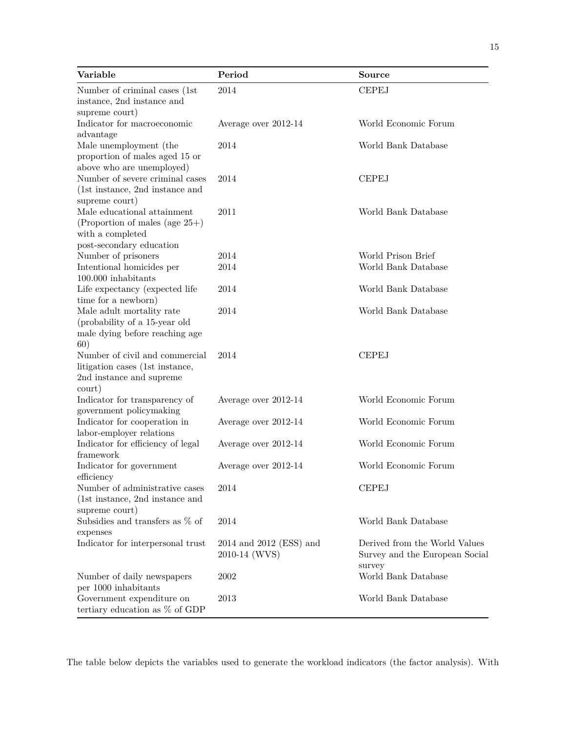| Variable | Period | Source |
|---|---|---|
| Number of criminal cases (1st instance, 2nd instance and supreme court) | 2014 | CEPEJ |
| Indicator for macroeconomic advantage | Average over 2012-14 | World Economic Forum |
| Male unemployment (the proportion of males aged 15 or above who are unemployed) | 2014 | World Bank Database |
| Number of severe criminal cases (1st instance, 2nd instance and supreme court) | 2014 | CEPEJ |
| Male educational attainment (Proportion of males (age 25+) with a completed post-secondary education | 2011 | World Bank Database |
| Number of prisoners | 2014 | World Prison Brief |
| Intentional homicides per 100.000 inhabitants | 2014 | World Bank Database |
| Life expectancy (expected life time for a newborn) | 2014 | World Bank Database |
| Male adult mortality rate (probability of a 15-year old male dying before reaching age 60) | 2014 | World Bank Database |
| Number of civil and commercial litigation cases (1st instance, 2nd instance and supreme court) | 2014 | CEPEJ |
| Indicator for transparency of government policymaking | Average over 2012-14 | World Economic Forum |
| Indicator for cooperation in labor-employer relations | Average over 2012-14 | World Economic Forum |
| Indicator for efficiency of legal framework | Average over 2012-14 | World Economic Forum |
| Indicator for government efficiency | Average over 2012-14 | World Economic Forum |
| Number of administrative cases (1st instance, 2nd instance and supreme court) | 2014 | CEPEJ |
| Subsidies and transfers as % of expenses | 2014 | World Bank Database |
| Indicator for interpersonal trust | 2014 and 2012 (ESS) and 2010-14 (WVS) | Derived from the World Values Survey and the European Social survey |
| Number of daily newspapers per 1000 inhabitants | 2002 | World Bank Database |
| Government expenditure on tertiary education as % of GDP | 2013 | World Bank Database |

The table below depicts the variables used to generate the workload indicators (the factor analysis). With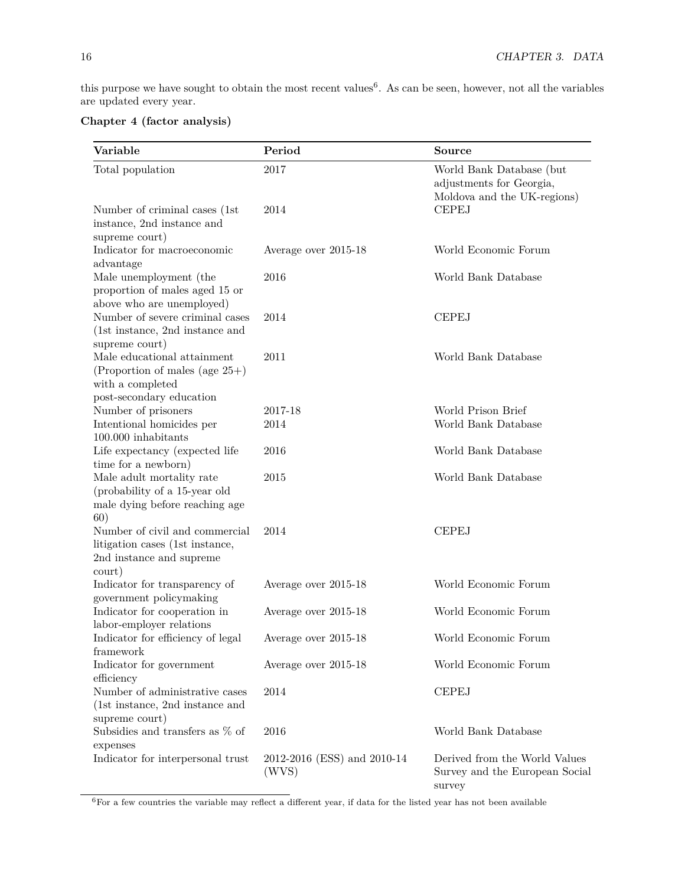this purpose we have sought to obtain the most recent values[6]. As can be seen, however, not all the variables are updated every year.

**Chapter 4 (factor analysis)**

| Variable | Period | Source |
|---|---|---|
| Total population | 2017 | World Bank Database (but adjustments for Georgia, Moldova and the UK-regions) |
| Number of criminal cases (1st instance, 2nd instance and supreme court) | 2014 | CEPEJ |
| Indicator for macroeconomic advantage | Average over 2015-18 | World Economic Forum |
| Male unemployment (the proportion of males aged 15 or above who are unemployed) | 2016 | World Bank Database |
| Number of severe criminal cases (1st instance, 2nd instance and supreme court) | 2014 | CEPEJ |
| Male educational attainment (Proportion of males (age 25+) with a completed post-secondary education | 2011 | World Bank Database |
| Number of prisoners | 2017-18 | World Prison Brief |
| Intentional homicides per 100.000 inhabitants | 2014 | World Bank Database |
| Life expectancy (expected life time for a newborn) | 2016 | World Bank Database |
| Male adult mortality rate (probability of a 15-year old male dying before reaching age 60) | 2015 | World Bank Database |
| Number of civil and commercial litigation cases (1st instance, 2nd instance and supreme court) | 2014 | CEPEJ |
| Indicator for transparency of government policymaking | Average over 2015-18 | World Economic Forum |
| Indicator for cooperation in labor-employer relations | Average over 2015-18 | World Economic Forum |
| Indicator for efficiency of legal framework | Average over 2015-18 | World Economic Forum |
| Indicator for government efficiency | Average over 2015-18 | World Economic Forum |
| Number of administrative cases (1st instance, 2nd instance and supreme court) | 2014 | CEPEJ |
| Subsidies and transfers as % of expenses | 2016 | World Bank Database |
| Indicator for interpersonal trust | 2012-2016 (ESS) and 2010-14 (WVS) | Derived from the World Values Survey and the European Social survey |

[6] For a few countries the variable may reflect a different year, if data for the listed year has not been available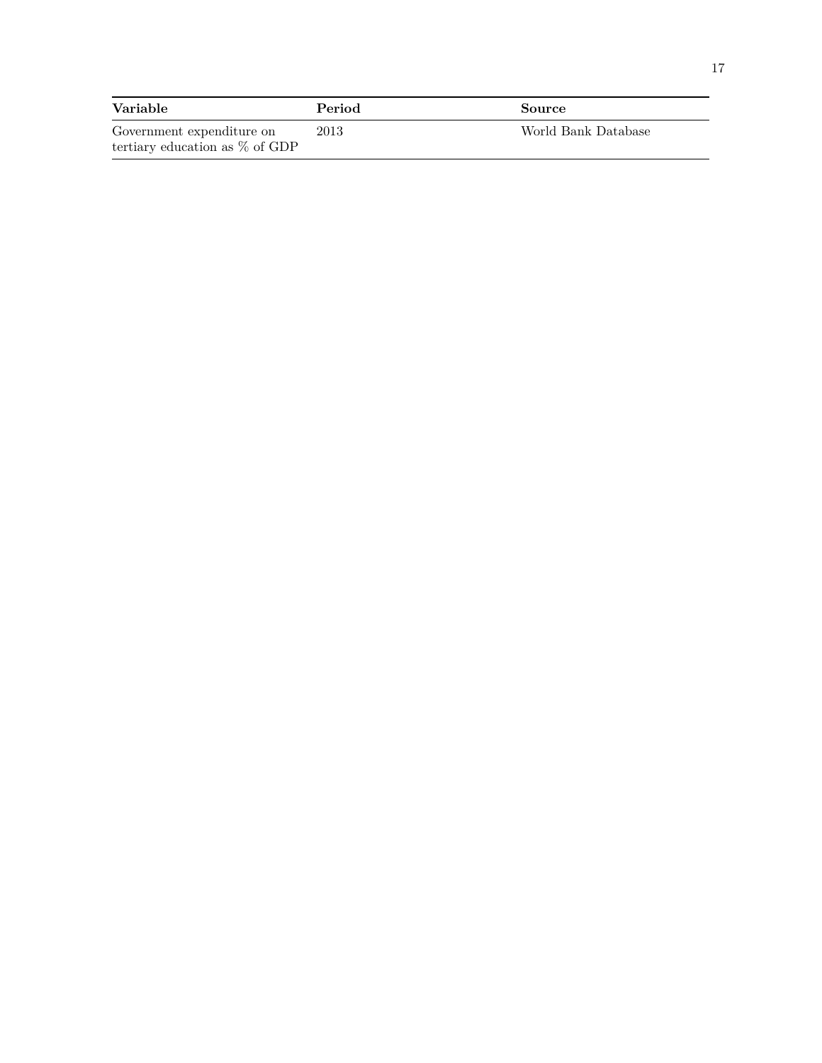| Variable | Period | Source |
|---|---|---|
| Government expenditure on tertiary education as % of GDP | 2013 | World Bank Database |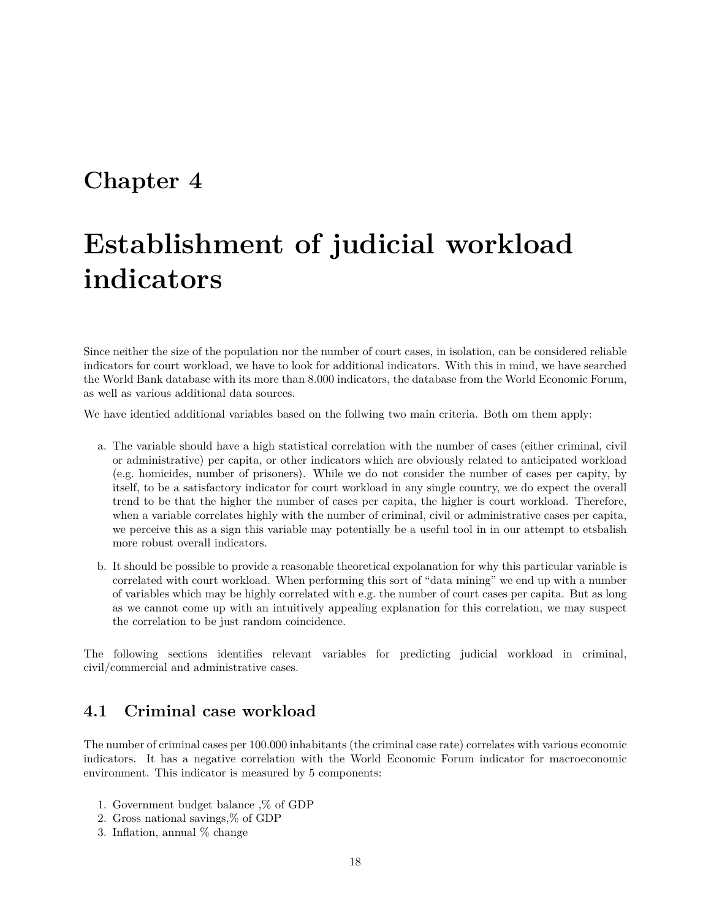# Chapter 4

# Establishment of judicial workload indicators

Since neither the size of the population nor the number of court cases, in isolation, can be considered reliable indicators for court workload, we have to look for additional indicators. With this in mind, we have searched the World Bank database with its more than 8.000 indicators, the database from the World Economic Forum, as well as various additional data sources.

We have identied additional variables based on the follwing two main criteria. Both om them apply:

a. The variable should have a high statistical correlation with the number of cases (either criminal, civil or administrative) per capita, or other indicators which are obviously related to anticipated workload (e.g. homicides, number of prisoners). While we do not consider the number of cases per capity, by itself, to be a satisfactory indicator for court workload in any single country, we do expect the overall trend to be that the higher the number of cases per capita, the higher is court workload. Therefore, when a variable correlates highly with the number of criminal, civil or administrative cases per capita, we perceive this as a sign this variable may potentially be a useful tool in in our attempt to etsbalish more robust overall indicators.

b. It should be possible to provide a reasonable theoretical expolanation for why this particular variable is correlated with court workload. When performing this sort of "data mining" we end up with a number of variables which may be highly correlated with e.g. the number of court cases per capita. But as long as we cannot come up with an intuitively appealing explanation for this correlation, we may suspect the correlation to be just random coincidence.

The following sections identifies relevant variables for predicting judicial workload in criminal, civil/commercial and administrative cases.

## 4.1 Criminal case workload

The number of criminal cases per 100.000 inhabitants (the criminal case rate) correlates with various economic indicators. It has a negative correlation with the World Economic Forum indicator for macroeconomic environment. This indicator is measured by 5 components:

1. Government budget balance ,% of GDP
2. Gross national savings,% of GDP
3. Inflation, annual % change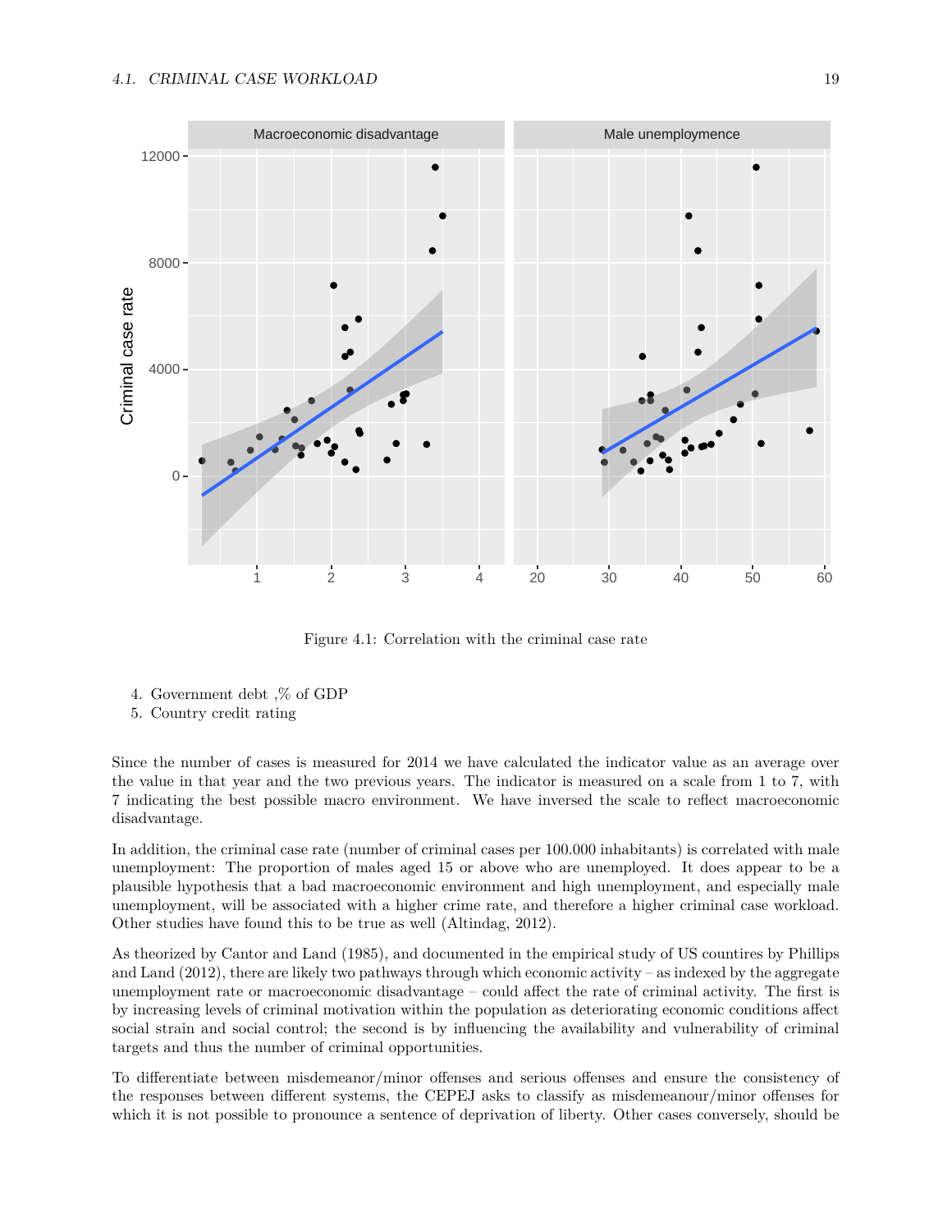Figure 4.1: Correlation with the criminal case rate

4. Government debt ,% of GDP
5. Country credit rating

Since the number of cases is measured for 2014 we have calculated the indicator value as an average over the value in that year and the two previous years. The indicator is measured on a scale from 1 to 7, with 7 indicating the best possible macro environment. We have inversed the scale to reflect macroeconomic disadvantage.

In addition, the criminal case rate (number of criminal cases per 100.000 inhabitants) is correlated with male unemployment: The proportion of males aged 15 or above who are unemployed. It does appear to be a plausible hypothesis that a bad macroeconomic environment and high unemployment, and especially male unemployment, will be associated with a higher crime rate, and therefore a higher criminal case workload. Other studies have found this to be true as well (Altindag, 2012).

As theorized by Cantor and Land (1985), and documented in the empirical study of US countires by Phillips and Land (2012), there are likely two pathways through which economic activity – as indexed by the aggregate unemployment rate or macroeconomic disadvantage – could affect the rate of criminal activity. The first is by increasing levels of criminal motivation within the population as deteriorating economic conditions affect social strain and social control; the second is by influencing the availability and vulnerability of criminal targets and thus the number of criminal opportunities.

To differentiate between misdemeanor/minor offenses and serious offenses and ensure the consistency of the responses between different systems, the CEPEJ asks to classify as misdemeanour/minor offenses for which it is not possible to pronounce a sentence of deprivation of liberty. Other cases conversely, should be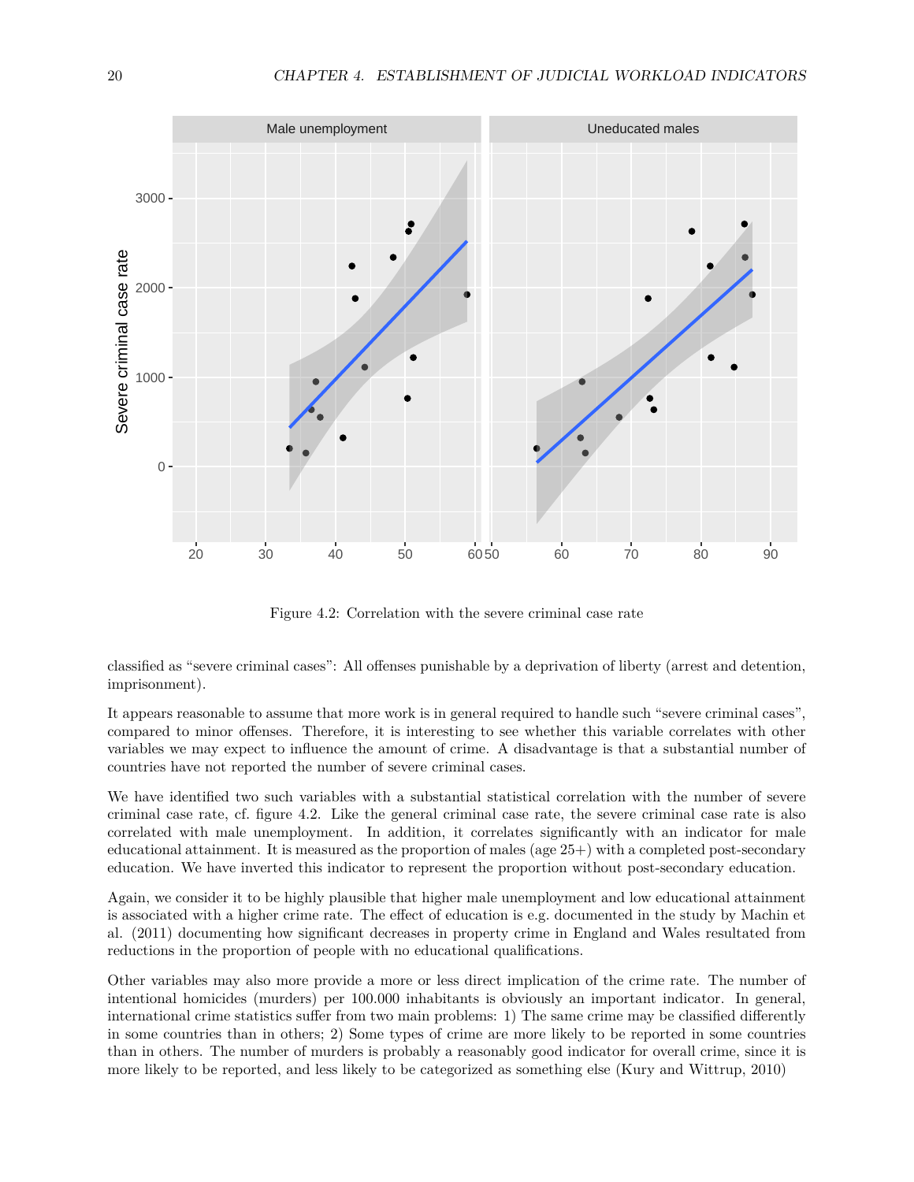Figure 4.2: Correlation with the severe criminal case rate

classified as "severe criminal cases": All offenses punishable by a deprivation of liberty (arrest and detention, imprisonment).

It appears reasonable to assume that more work is in general required to handle such "severe criminal cases", compared to minor offenses. Therefore, it is interesting to see whether this variable correlates with other variables we may expect to influence the amount of crime. A disadvantage is that a substantial number of countries have not reported the number of severe criminal cases.

We have identified two such variables with a substantial statistical correlation with the number of severe criminal case rate, cf. figure 4.2. Like the general criminal case rate, the severe criminal case rate is also correlated with male unemployment. In addition, it correlates significantly with an indicator for male educational attainment. It is measured as the proportion of males (age 25+) with a completed post-secondary education. We have inverted this indicator to represent the proportion without post-secondary education.

Again, we consider it to be highly plausible that higher male unemployment and low educational attainment is associated with a higher crime rate. The effect of education is e.g. documented in the study by Machin et al. (2011) documenting how significant decreases in property crime in England and Wales resultated from reductions in the proportion of people with no educational qualifications.

Other variables may also more provide a more or less direct implication of the crime rate. The number of intentional homicides (murders) per 100.000 inhabitants is obviously an important indicator. In general, international crime statistics suffer from two main problems: 1) The same crime may be classified differently in some countries than in others; 2) Some types of crime are more likely to be reported in some countries than in others. The number of murders is probably a reasonably good indicator for overall crime, since it is more likely to be reported, and less likely to be categorized as something else (Kury and Wittrup, 2010)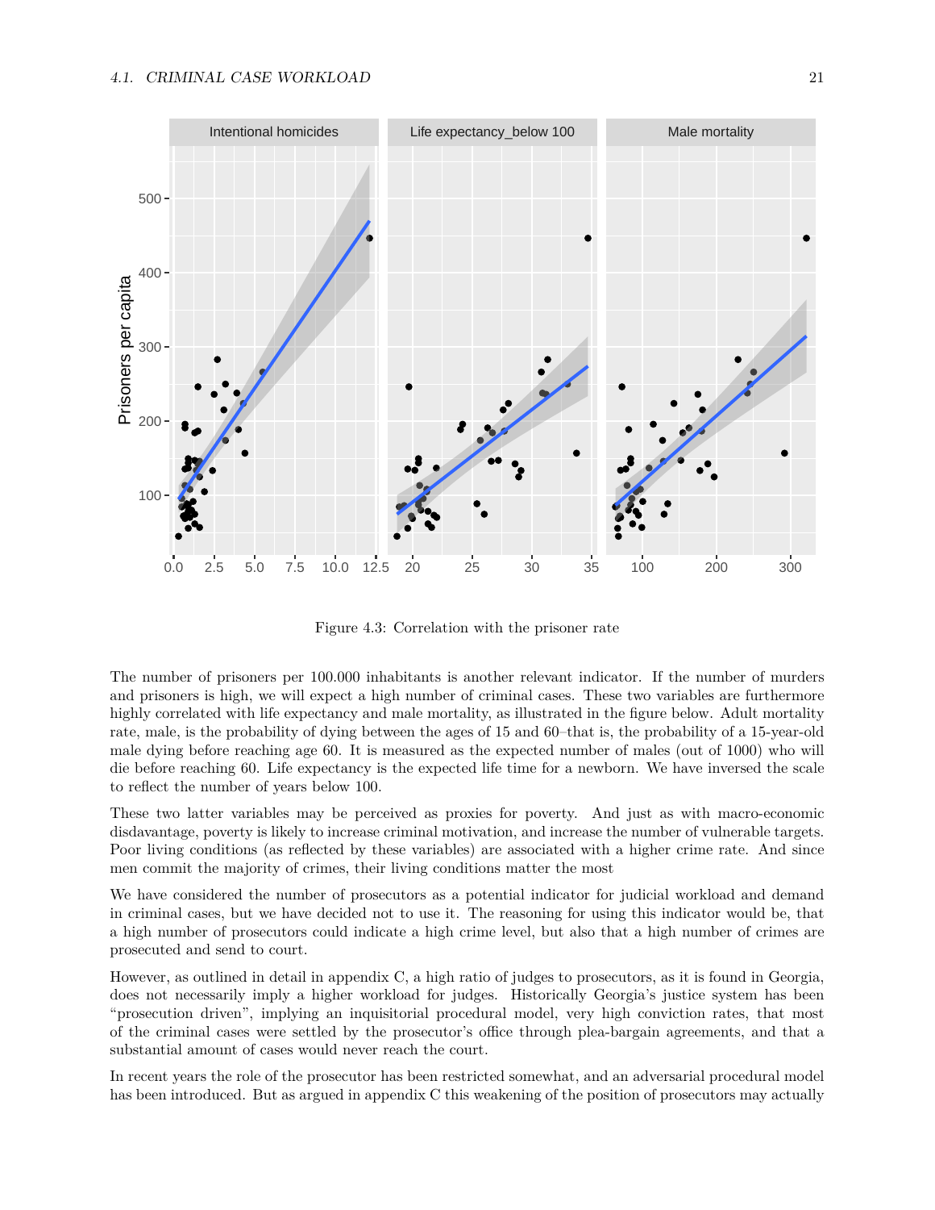Figure 4.3: Correlation with the prisoner rate

The number of prisoners per 100.000 inhabitants is another relevant indicator. If the number of murders and prisoners is high, we will expect a high number of criminal cases. These two variables are furthermore highly correlated with life expectancy and male mortality, as illustrated in the figure below. Adult mortality rate, male, is the probability of dying between the ages of 15 and 60–that is, the probability of a 15-year-old male dying before reaching age 60. It is measured as the expected number of males (out of 1000) who will die before reaching 60. Life expectancy is the expected life time for a newborn. We have inversed the scale to reflect the number of years below 100.

These two latter variables may be perceived as proxies for poverty. And just as with macro-economic disadvantage, poverty is likely to increase criminal motivation, and increase the number of vulnerable targets. Poor living conditions (as reflected by these variables) are associated with a higher crime rate. And since men commit the majority of crimes, their living conditions matter the most

We have considered the number of prosecutors as a potential indicator for judicial workload and demand in criminal cases, but we have decided not to use it. The reasoning for using this indicator would be, that a high number of prosecutors could indicate a high crime level, but also that a high number of crimes are prosecuted and send to court.

However, as outlined in detail in appendix C, a high ratio of judges to prosecutors, as it is found in Georgia, does not necessarily imply a higher workload for judges. Historically Georgia's justice system has been "prosecution driven", implying an inquisitorial procedural model, very high conviction rates, that most of the criminal cases were settled by the prosecutor's office through plea-bargain agreements, and that a substantial amount of cases would never reach the court.

In recent years the role of the prosecutor has been restricted somewhat, and an adversarial procedural model has been introduced. But as argued in appendix C this weakening of the position of prosecutors may actually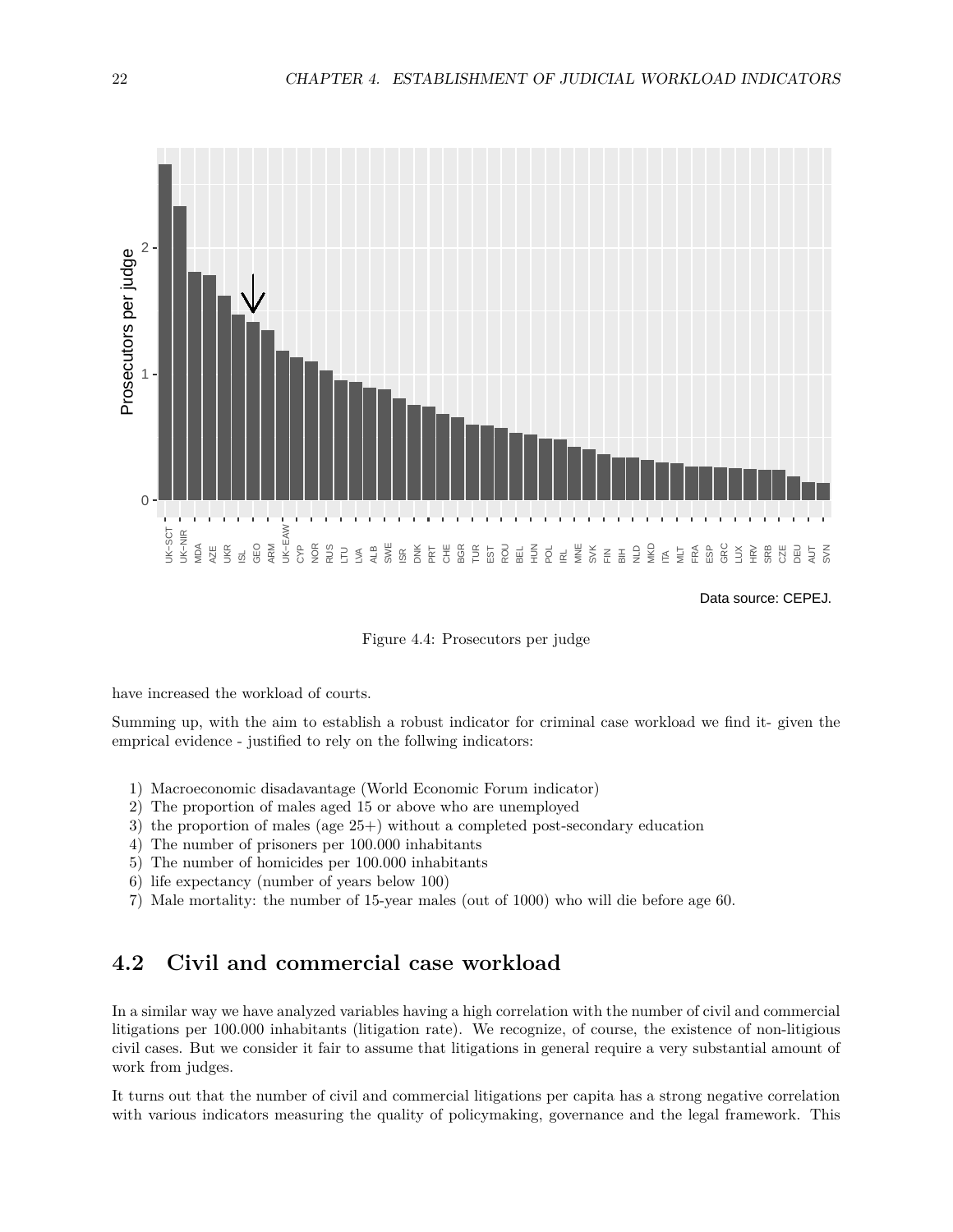Data source: CEPEJ.

Figure 4.4: Prosecutors per judge

have increased the workload of courts.

Summing up, with the aim to establish a robust indicator for criminal case workload we find it- given the emprical evidence - justified to rely on the follwing indicators:

1) Macroeconomic disadavantage (World Economic Forum indicator)
2) The proportion of males aged 15 or above who are unemployed
3) the proportion of males (age 25+) without a completed post-secondary education
4) The number of prisoners per 100.000 inhabitants
5) The number of homicides per 100.000 inhabitants
6) life expectancy (number of years below 100)
7) Male mortality: the number of 15-year males (out of 1000) who will die before age 60.

## 4.2 Civil and commercial case workload

In a similar way we have analyzed variables having a high correlation with the number of civil and commercial litigations per 100.000 inhabitants (litigation rate). We recognize, of course, the existence of non-litigious civil cases. But we consider it fair to assume that litigations in general require a very substantial amount of work from judges.

It turns out that the number of civil and commercial litigations per capita has a strong negative correlation with various indicators measuring the quality of policymaking, governance and the legal framework. This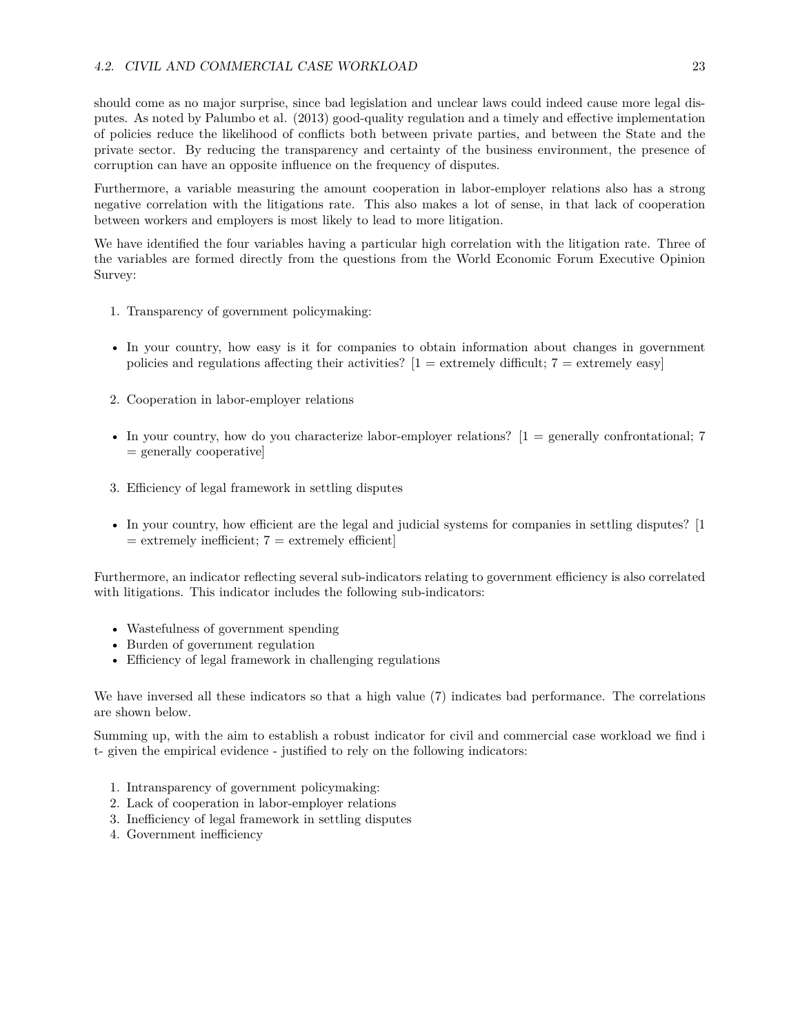should come as no major surprise, since bad legislation and unclear laws could indeed cause more legal disputes. As noted by Palumbo et al. (2013) good-quality regulation and a timely and effective implementation of policies reduce the likelihood of conflicts both between private parties, and between the State and the private sector. By reducing the transparency and certainty of the business environment, the presence of corruption can have an opposite influence on the frequency of disputes.

Furthermore, a variable measuring the amount cooperation in labor-employer relations also has a strong negative correlation with the litigations rate. This also makes a lot of sense, in that lack of cooperation between workers and employers is most likely to lead to more litigation.

We have identified the four variables having a particular high correlation with the litigation rate. Three of the variables are formed directly from the questions from the World Economic Forum Executive Opinion Survey:

1. Transparency of government policymaking:

- In your country, how easy is it for companies to obtain information about changes in government policies and regulations affecting their activities? [1 = extremely difficult; 7 = extremely easy]

2. Cooperation in labor-employer relations

- In your country, how do you characterize labor-employer relations? [1 = generally confrontational; 7 = generally cooperative]

3. Efficiency of legal framework in settling disputes

- In your country, how efficient are the legal and judicial systems for companies in settling disputes? [1 = extremely inefficient; 7 = extremely efficient]

Furthermore, an indicator reflecting several sub-indicators relating to government efficiency is also correlated with litigations. This indicator includes the following sub-indicators:

- Wastefulness of government spending
- Burden of government regulation
- Efficiency of legal framework in challenging regulations

We have inversed all these indicators so that a high value (7) indicates bad performance. The correlations are shown below.

Summing up, with the aim to establish a robust indicator for civil and commercial case workload we find i t- given the empirical evidence - justified to rely on the following indicators:

1. Intransparency of government policymaking:
2. Lack of cooperation in labor-employer relations
3. Inefficiency of legal framework in settling disputes
4. Government inefficiency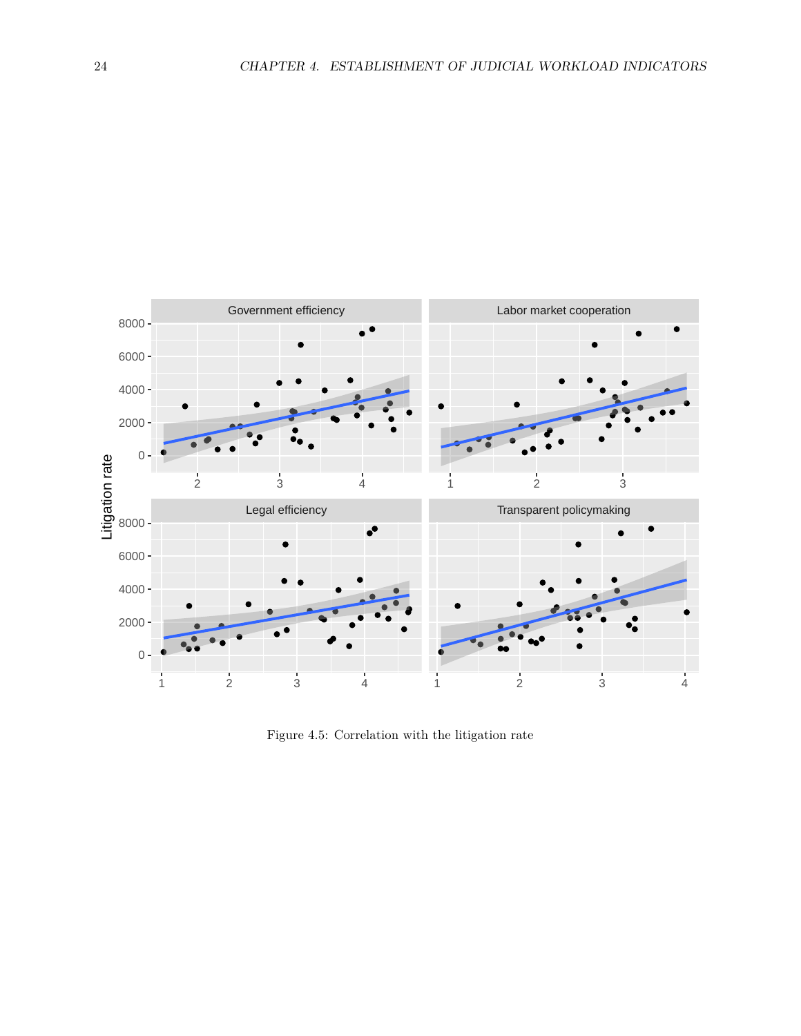Figure 4.5: Correlation with the litigation rate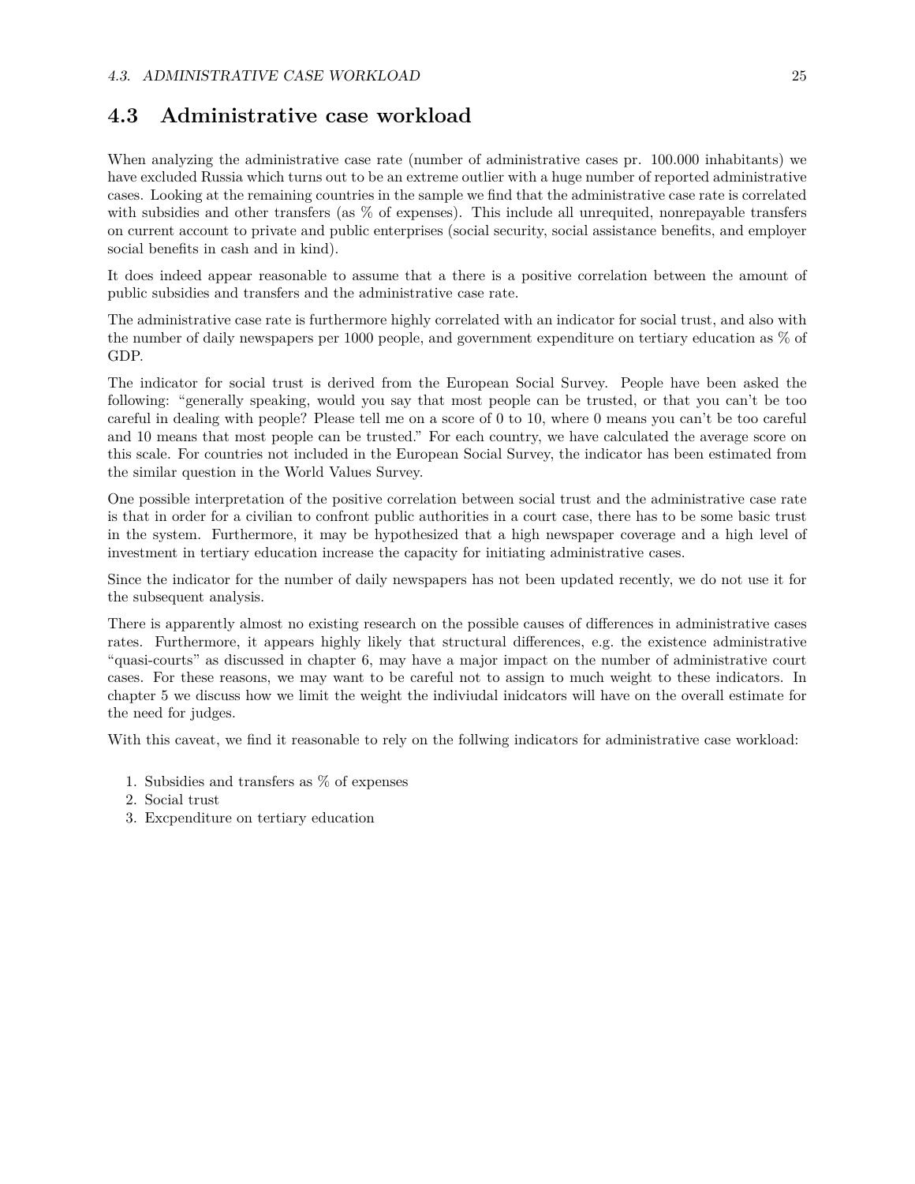## 4.3 Administrative case workload

When analyzing the administrative case rate (number of administrative cases pr. 100.000 inhabitants) we have excluded Russia which turns out to be an extreme outlier with a huge number of reported administrative cases. Looking at the remaining countries in the sample we find that the administrative case rate is correlated with subsidies and other transfers (as % of expenses). This include all unrequited, nonrepayable transfers on current account to private and public enterprises (social security, social assistance benefits, and employer social benefits in cash and in kind).

It does indeed appear reasonable to assume that a there is a positive correlation between the amount of public subsidies and transfers and the administrative case rate.

The administrative case rate is furthermore highly correlated with an indicator for social trust, and also with the number of daily newspapers per 1000 people, and government expenditure on tertiary education as % of GDP.

The indicator for social trust is derived from the European Social Survey. People have been asked the following: "generally speaking, would you say that most people can be trusted, or that you can't be too careful in dealing with people? Please tell me on a score of 0 to 10, where 0 means you can't be too careful and 10 means that most people can be trusted." For each country, we have calculated the average score on this scale. For countries not included in the European Social Survey, the indicator has been estimated from the similar question in the World Values Survey.

One possible interpretation of the positive correlation between social trust and the administrative case rate is that in order for a civilian to confront public authorities in a court case, there has to be some basic trust in the system. Furthermore, it may be hypothesized that a high newspaper coverage and a high level of investment in tertiary education increase the capacity for initiating administrative cases.

Since the indicator for the number of daily newspapers has not been updated recently, we do not use it for the subsequent analysis.

There is apparently almost no existing research on the possible causes of differences in administrative cases rates. Furthermore, it appears highly likely that structural differences, e.g. the existence administrative "quasi-courts" as discussed in chapter 6, may have a major impact on the number of administrative court cases. For these reasons, we may want to be careful not to assign to much weight to these indicators. In chapter 5 we discuss how we limit the weight the indiviudal inidcators will have on the overall estimate for the need for judges.

With this caveat, we find it reasonable to rely on the follwing indicators for administrative case workload:

1. Subsidies and transfers as % of expenses
2. Social trust
3. Excpenditure on tertiary education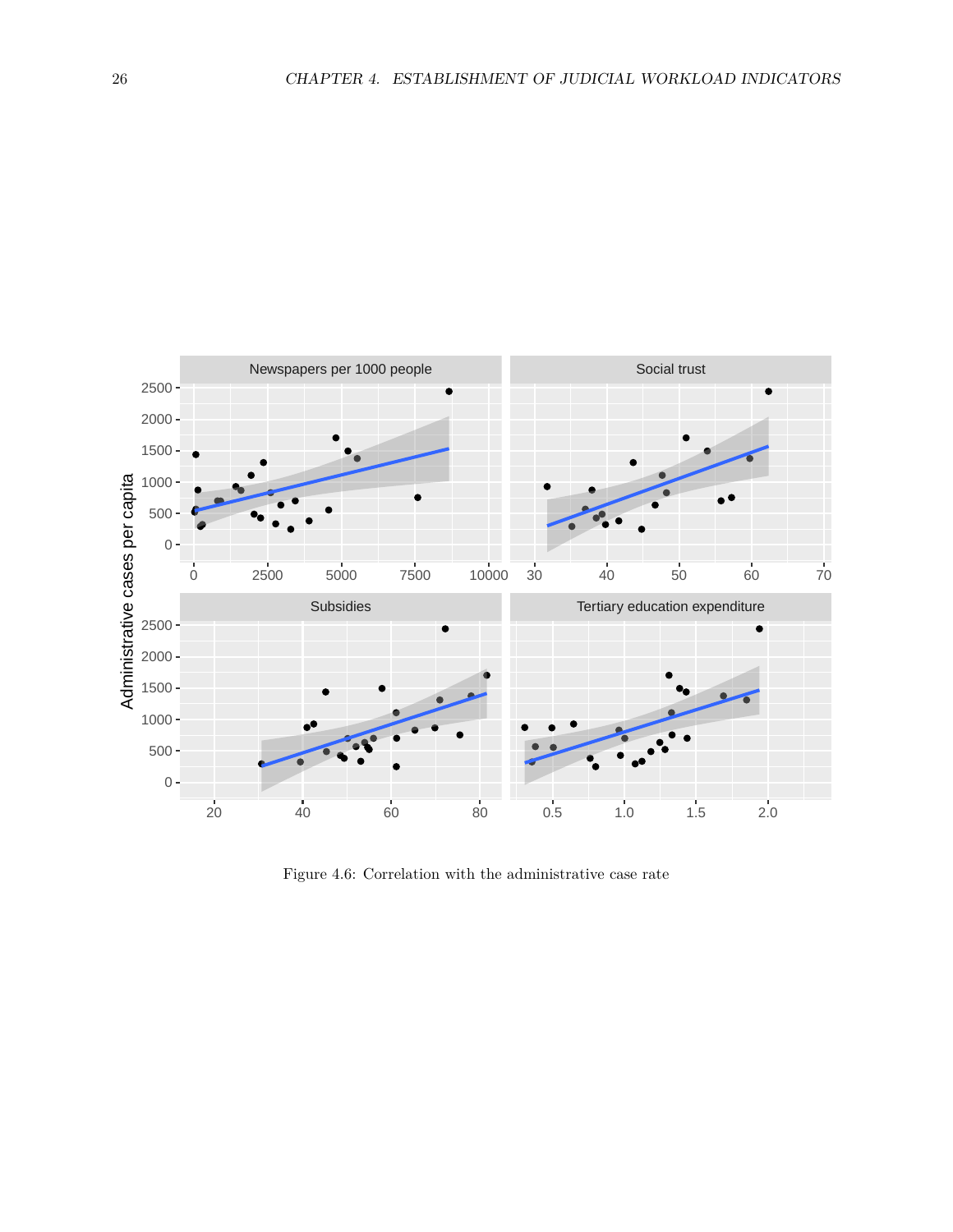Figure 4.6: Correlation with the administrative case rate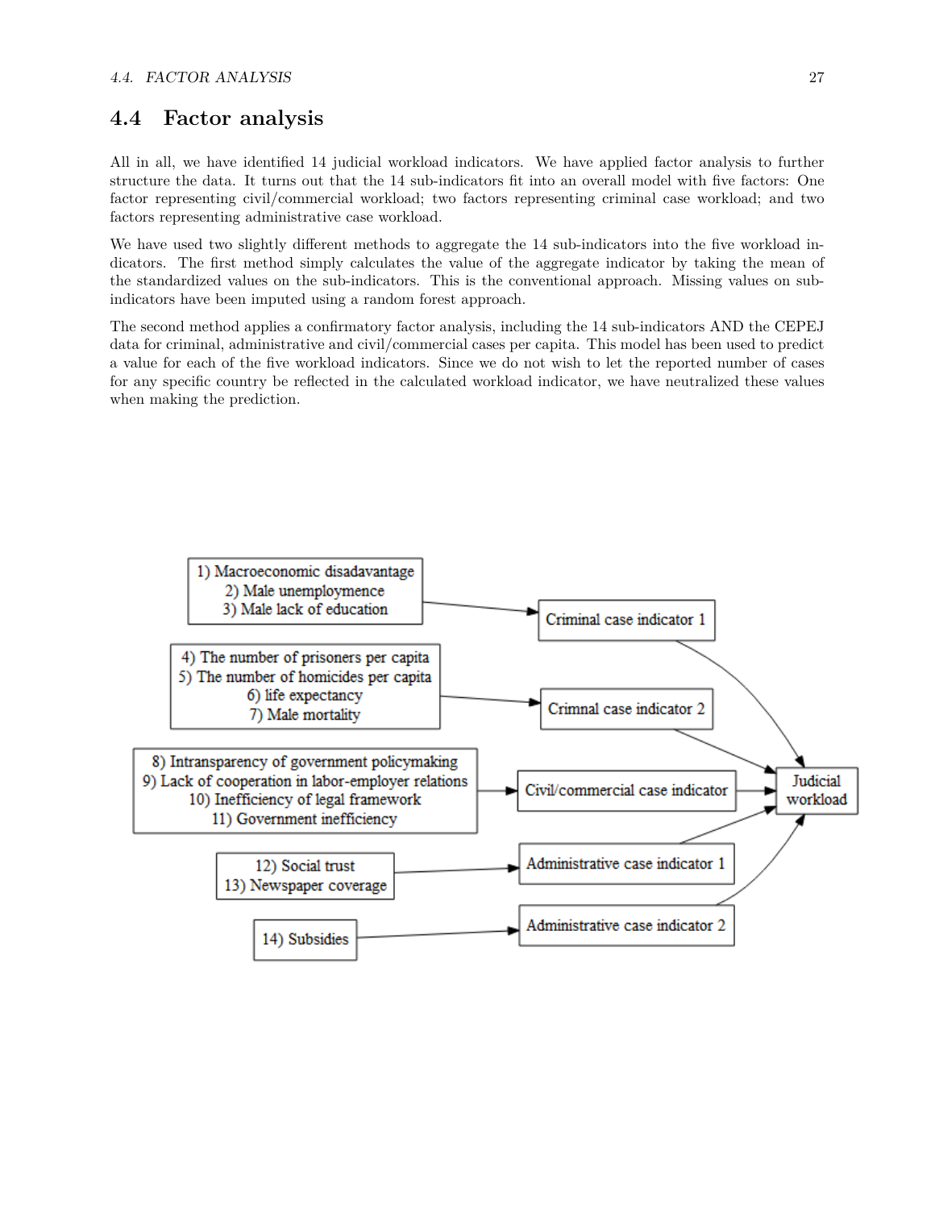## 4.4 Factor analysis

All in all, we have identified 14 judicial workload indicators. We have applied factor analysis to further structure the data. It turns out that the 14 sub-indicators fit into an overall model with five factors: One factor representing civil/commercial workload; two factors representing criminal case workload; and two factors representing administrative case workload.

We have used two slightly different methods to aggregate the 14 sub-indicators into the five workload indicators. The first method simply calculates the value of the aggregate indicator by taking the mean of the standardized values on the sub-indicators. This is the conventional approach. Missing values on sub-indicators have been imputed using a random forest approach.

The second method applies a confirmatory factor analysis, including the 14 sub-indicators AND the CEPEJ data for criminal, administrative and civil/commercial cases per capita. This model has been used to predict a value for each of the five workload indicators. Since we do not wish to let the reported number of cases for any specific country be reflected in the calculated workload indicator, we have neutralized these values when making the prediction.

- 1) Macroeconomic disadavantage, 2) Male unemployemence, 3) Male lack of education → Criminal case indicator 1 → Judicial workload
- 4) The number of prisoners per capita, 5) The number of homicides per capita, 6) life expectancy, 7) Male mortality → Crimnal case indicator 2 → Judicial workload
- 8) Intransparency of government policymaking, 9) Lack of cooperation in labor-employer relations, 10) Inefficiency of legal framework, 11) Government inefficiency → Civil/commercial case indicator → Judicial workload
- 12) Social trust, 13) Newspaper coverage → Administrative case indicator 1 → Judicial workload
- 14) Subsidies → Administrative case indicator 2 → Judicial workload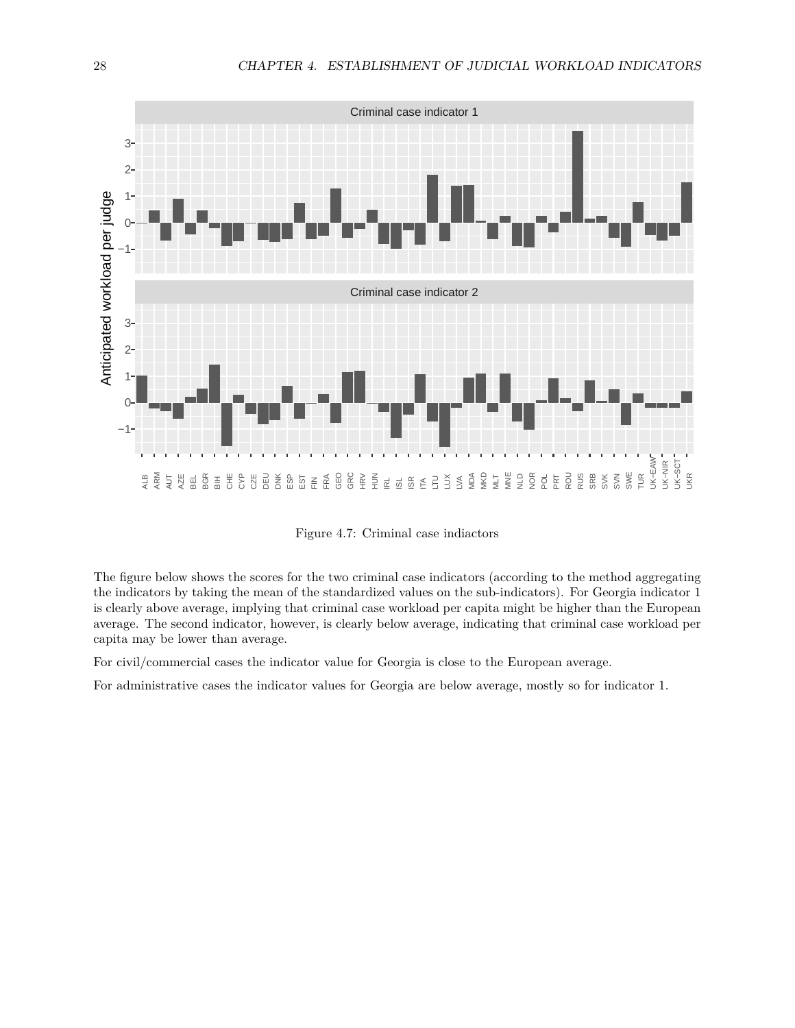Figure 4.7: Criminal case indiactors

The figure below shows the scores for the two criminal case indicators (according to the method aggregating the indicators by taking the mean of the standardized values on the sub-indicators). For Georgia indicator 1 is clearly above average, implying that criminal case workload per capita might be higher than the European average. The second indicator, however, is clearly below average, indicating that criminal case workload per capita may be lower than average.

For civil/commercial cases the indicator value for Georgia is close to the European average.

For administrative cases the indicator values for Georgia are below average, mostly so for indicator 1.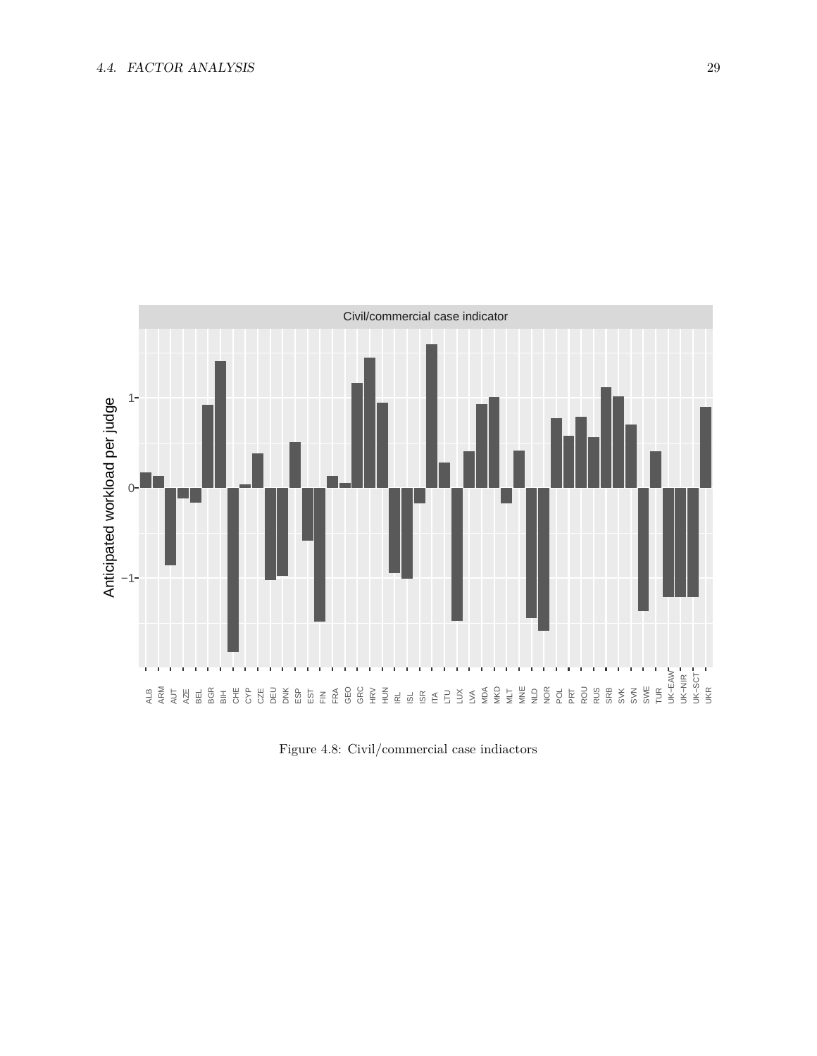Figure 4.8: Civil/commercial case indiactors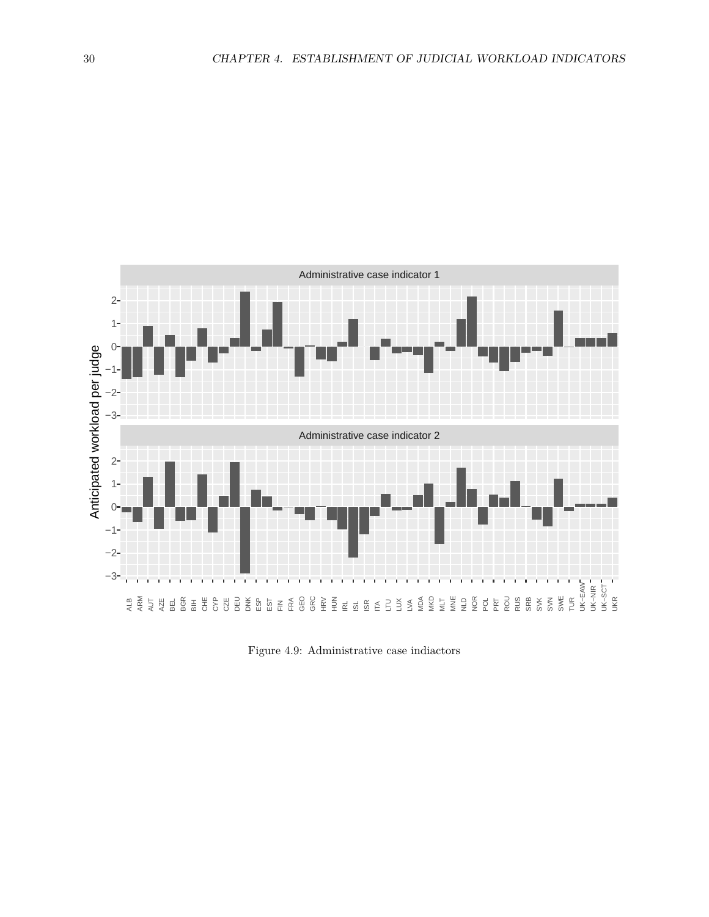Figure 4.9: Administrative case indiactors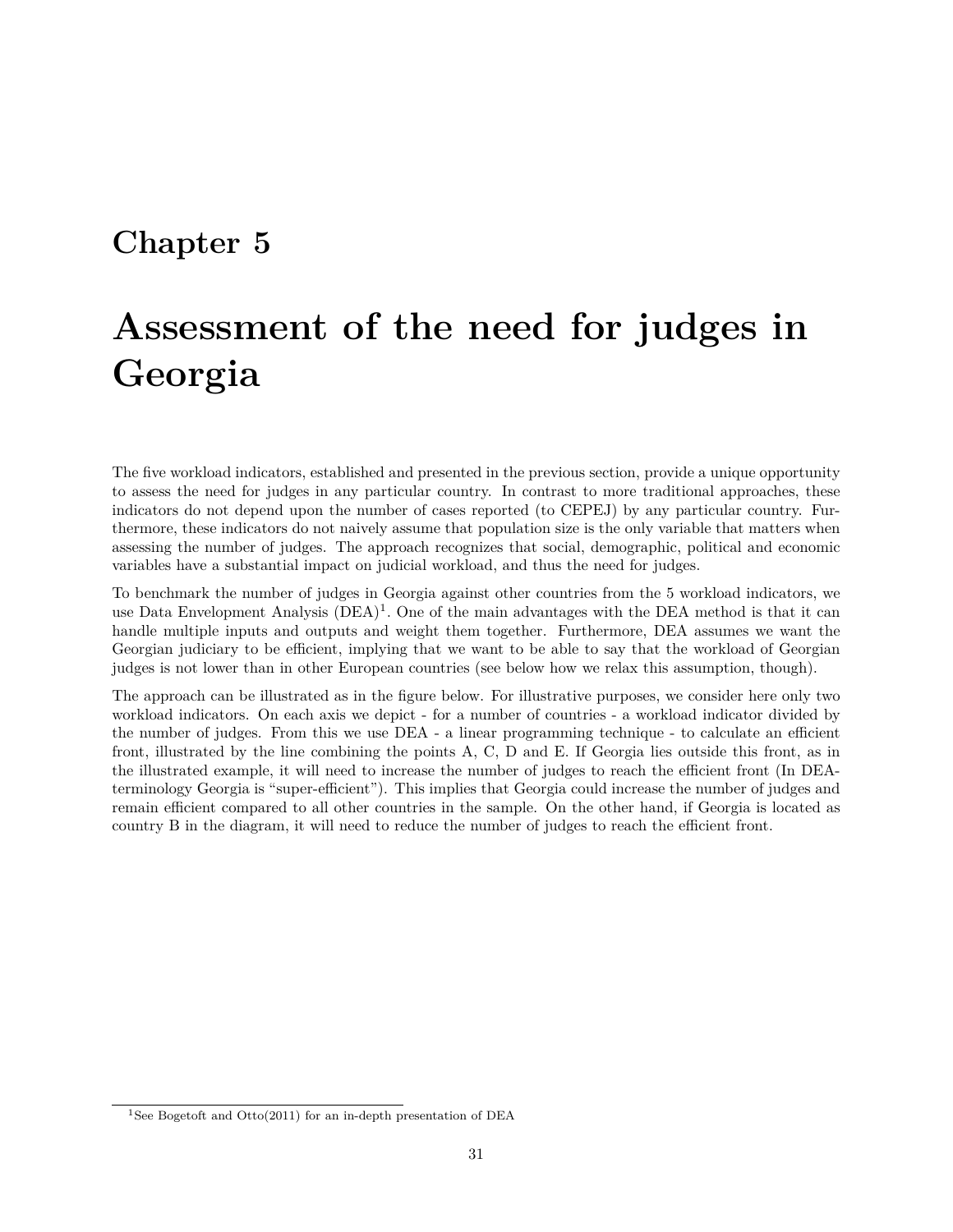# Chapter 5

# Assessment of the need for judges in Georgia

The five workload indicators, established and presented in the previous section, provide a unique opportunity to assess the need for judges in any particular country. In contrast to more traditional approaches, these indicators do not depend upon the number of cases reported (to CEPEJ) by any particular country. Furthermore, these indicators do not naively assume that population size is the only variable that matters when assessing the number of judges. The approach recognizes that social, demographic, political and economic variables have a substantial impact on judicial workload, and thus the need for judges.

To benchmark the number of judges in Georgia against other countries from the 5 workload indicators, we use Data Envelopment Analysis (DEA)[1]. One of the main advantages with the DEA method is that it can handle multiple inputs and outputs and weight them together. Furthermore, DEA assumes we want the Georgian judiciary to be efficient, implying that we want to be able to say that the workload of Georgian judges is not lower than in other European countries (see below how we relax this assumption, though).

The approach can be illustrated as in the figure below. For illustrative purposes, we consider here only two workload indicators. On each axis we depict - for a number of countries - a workload indicator divided by the number of judges. From this we use DEA - a linear programming technique - to calculate an efficient front, illustrated by the line combining the points A, C, D and E. If Georgia lies outside this front, as in the illustrated example, it will need to increase the number of judges to reach the efficient front (In DEA-terminology Georgia is "super-efficient"). This implies that Georgia could increase the number of judges and remain efficient compared to all other countries in the sample. On the other hand, if Georgia is located as country B in the diagram, it will need to reduce the number of judges to reach the efficient front.

[1] See Bogetoft and Otto(2011) for an in-depth presentation of DEA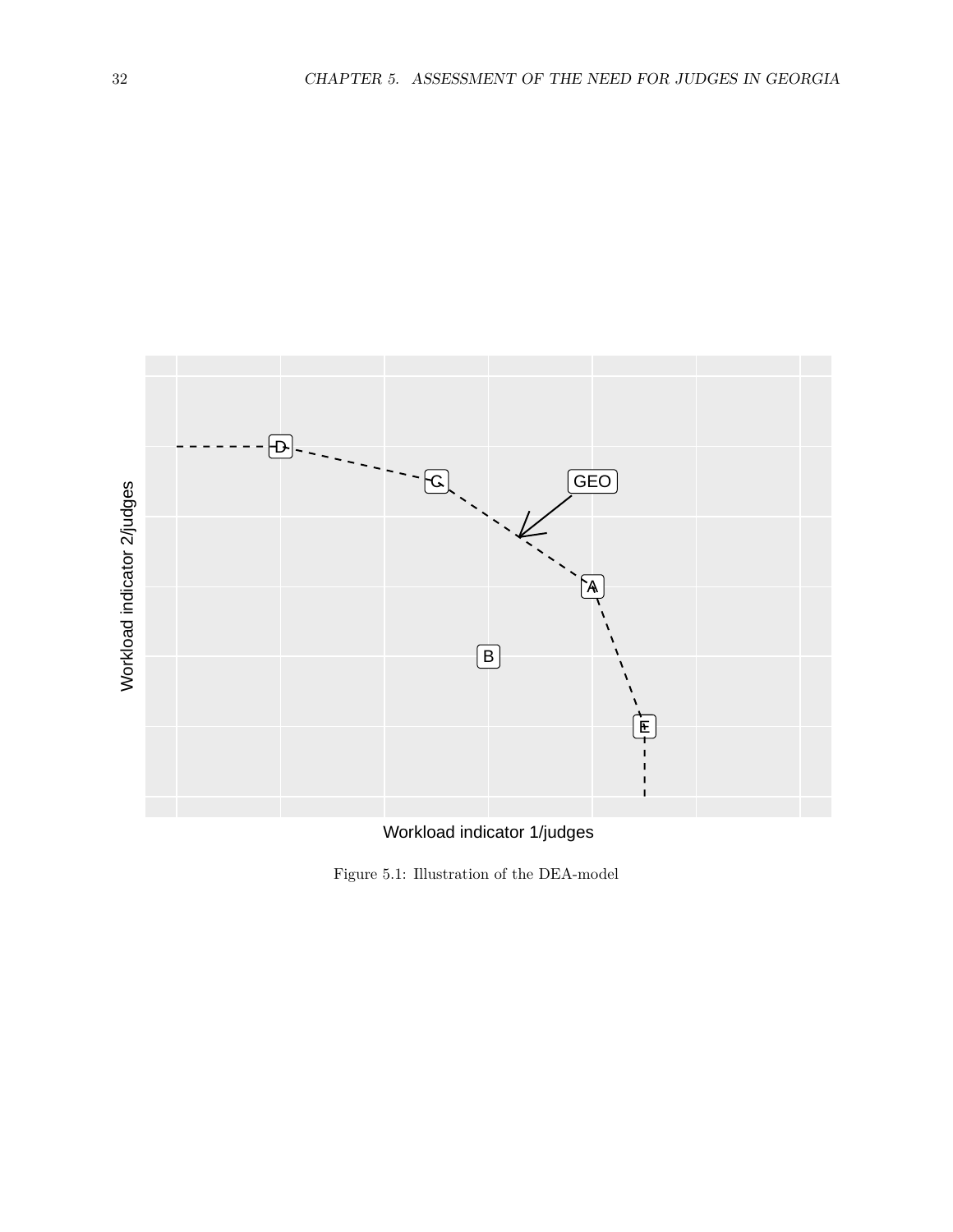Figure 5.1: Illustration of the DEA-model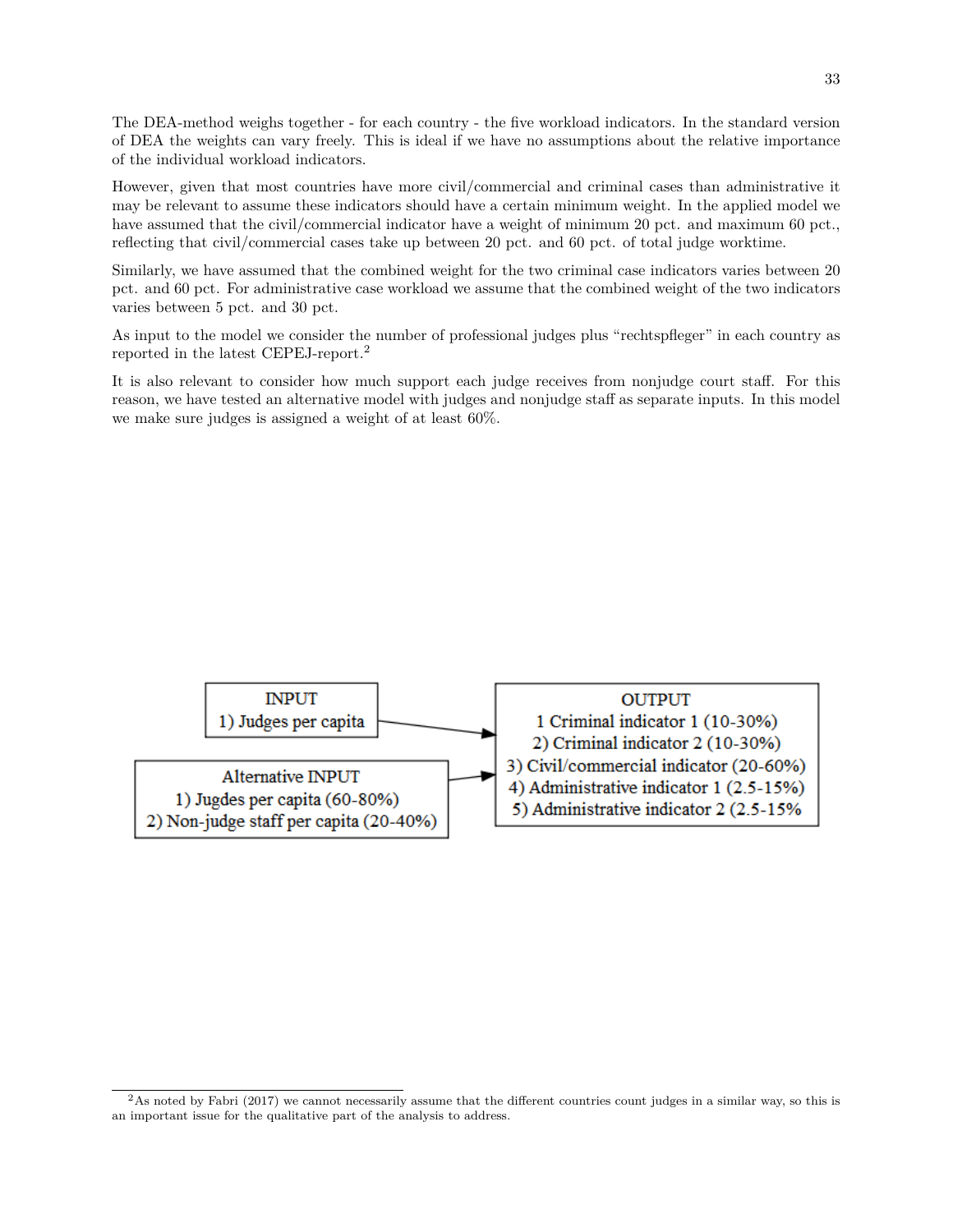The DEA-method weighs together - for each country - the five workload indicators. In the standard version of DEA the weights can vary freely. This is ideal if we have no assumptions about the relative importance of the individual workload indicators.

However, given that most countries have more civil/commercial and criminal cases than administrative it may be relevant to assume these indicators should have a certain minimum weight. In the applied model we have assumed that the civil/commercial indicator have a weight of minimum 20 pct. and maximum 60 pct., reflecting that civil/commercial cases take up between 20 pct. and 60 pct. of total judge worktime.

Similarly, we have assumed that the combined weight for the two criminal case indicators varies between 20 pct. and 60 pct. For administrative case workload we assume that the combined weight of the two indicators varies between 5 pct. and 30 pct.

As input to the model we consider the number of professional judges plus "rechtspfleger" in each country as reported in the latest CEPEJ-report.[2]

It is also relevant to consider how much support each judge receives from nonjudge court staff. For this reason, we have tested an alternative model with judges and nonjudge staff as separate inputs. In this model we make sure judges is assigned a weight of at least 60%.

INPUT
1) Judges per capita

Alternative INPUT
1) Jugdes per capita (60-80%)
2) Non-judge staff per capita (20-40%)

OUTPUT
1 Criminal indicator 1 (10-30%)
2) Criminal indicator 2 (10-30%)
3) Civil/commercial indicator (20-60%)
4) Administrative indicator 1 (2.5-15%)
5) Administrative indicator 2 (2.5-15%

[2] As noted by Fabri (2017) we cannot necessarily assume that the different countries count judges in a similar way, so this is an important issue for the qualitative part of the analysis to address.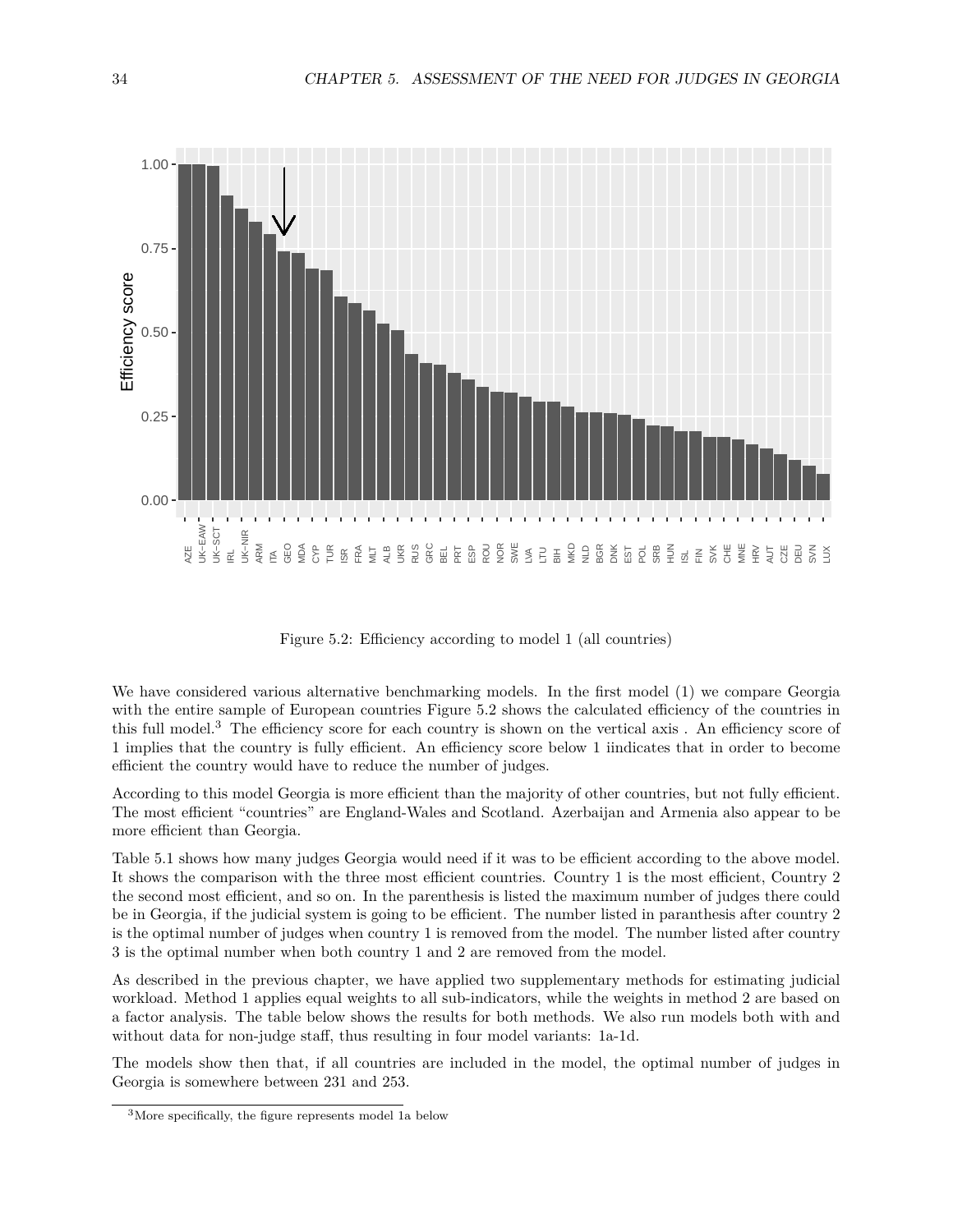Figure 5.2: Efficiency according to model 1 (all countries)

We have considered various alternative benchmarking models. In the first model (1) we compare Georgia with the entire sample of European countries Figure 5.2 shows the calculated efficiency of the countries in this full model.[3] The efficiency score for each country is shown on the vertical axis . An efficiency score of 1 implies that the country is fully efficient. An efficiency score below 1 iindicates that in order to become efficient the country would have to reduce the number of judges.

According to this model Georgia is more efficient than the majority of other countries, but not fully efficient. The most efficient "countries" are England-Wales and Scotland. Azerbaijan and Armenia also appear to be more efficient than Georgia.

Table 5.1 shows how many judges Georgia would need if it was to be efficient according to the above model. It shows the comparison with the three most efficient countries. Country 1 is the most efficient, Country 2 the second most efficient, and so on. In the parenthesis is listed the maximum number of judges there could be in Georgia, if the judicial system is going to be efficient. The number listed in paranthesis after country 2 is the optimal number of judges when country 1 is removed from the model. The number listed after country 3 is the optimal number when both country 1 and 2 are removed from the model.

As described in the previous chapter, we have applied two supplementary methods for estimating judicial workload. Method 1 applies equal weights to all sub-indicators, while the weights in method 2 are based on a factor analysis. The table below shows the results for both methods. We also run models both with and without data for non-judge staff, thus resulting in four model variants: 1a-1d.

The models show then that, if all countries are included in the model, the optimal number of judges in Georgia is somewhere between 231 and 253.

[3] More specifically, the figure represents model 1a below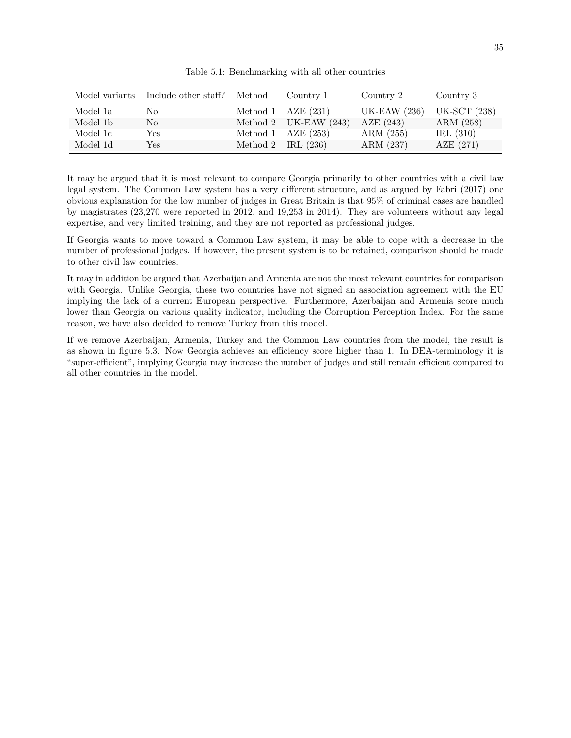Table 5.1: Benchmarking with all other countries

| Model variants | Include other staff? | Method | Country 1 | Country 2 | Country 3 |
|---|---|---|---|---|---|
| Model 1a | No | Method 1 | AZE (231) | UK-EAW (236) | UK-SCT (238) |
| Model 1b | No | Method 2 | UK-EAW (243) | AZE (243) | ARM (258) |
| Model 1c | Yes | Method 1 | AZE (253) | ARM (255) | IRL (310) |
| Model 1d | Yes | Method 2 | IRL (236) | ARM (237) | AZE (271) |

It may be argued that it is most relevant to compare Georgia primarily to other countries with a civil law legal system. The Common Law system has a very different structure, and as argued by Fabri (2017) one obvious explanation for the low number of judges in Great Britain is that 95% of criminal cases are handled by magistrates (23,270 were reported in 2012, and 19,253 in 2014). They are volunteers without any legal expertise, and very limited training, and they are not reported as professional judges.

If Georgia wants to move toward a Common Law system, it may be able to cope with a decrease in the number of professional judges. If however, the present system is to be retained, comparison should be made to other civil law countries.

It may in addition be argued that Azerbaijan and Armenia are not the most relevant countries for comparison with Georgia. Unlike Georgia, these two countries have not signed an association agreement with the EU implying the lack of a current European perspective. Furthermore, Azerbaijan and Armenia score much lower than Georgia on various quality indicator, including the Corruption Perception Index. For the same reason, we have also decided to remove Turkey from this model.

If we remove Azerbaijan, Armenia, Turkey and the Common Law countries from the model, the result is as shown in figure 5.3. Now Georgia achieves an efficiency score higher than 1. In DEA-terminology it is "super-efficient", implying Georgia may increase the number of judges and still remain efficient compared to all other countries in the model.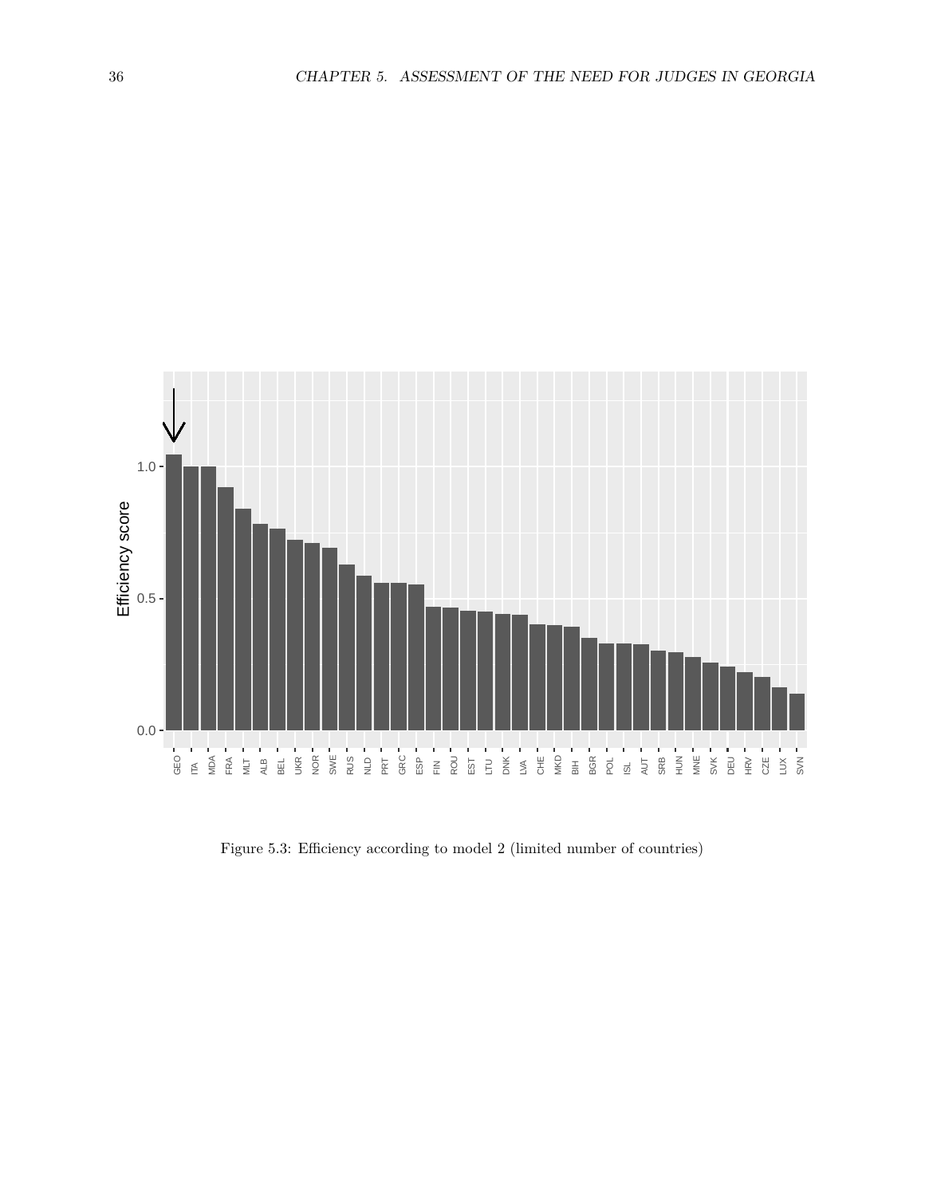Figure 5.3: Efficiency according to model 2 (limited number of countries)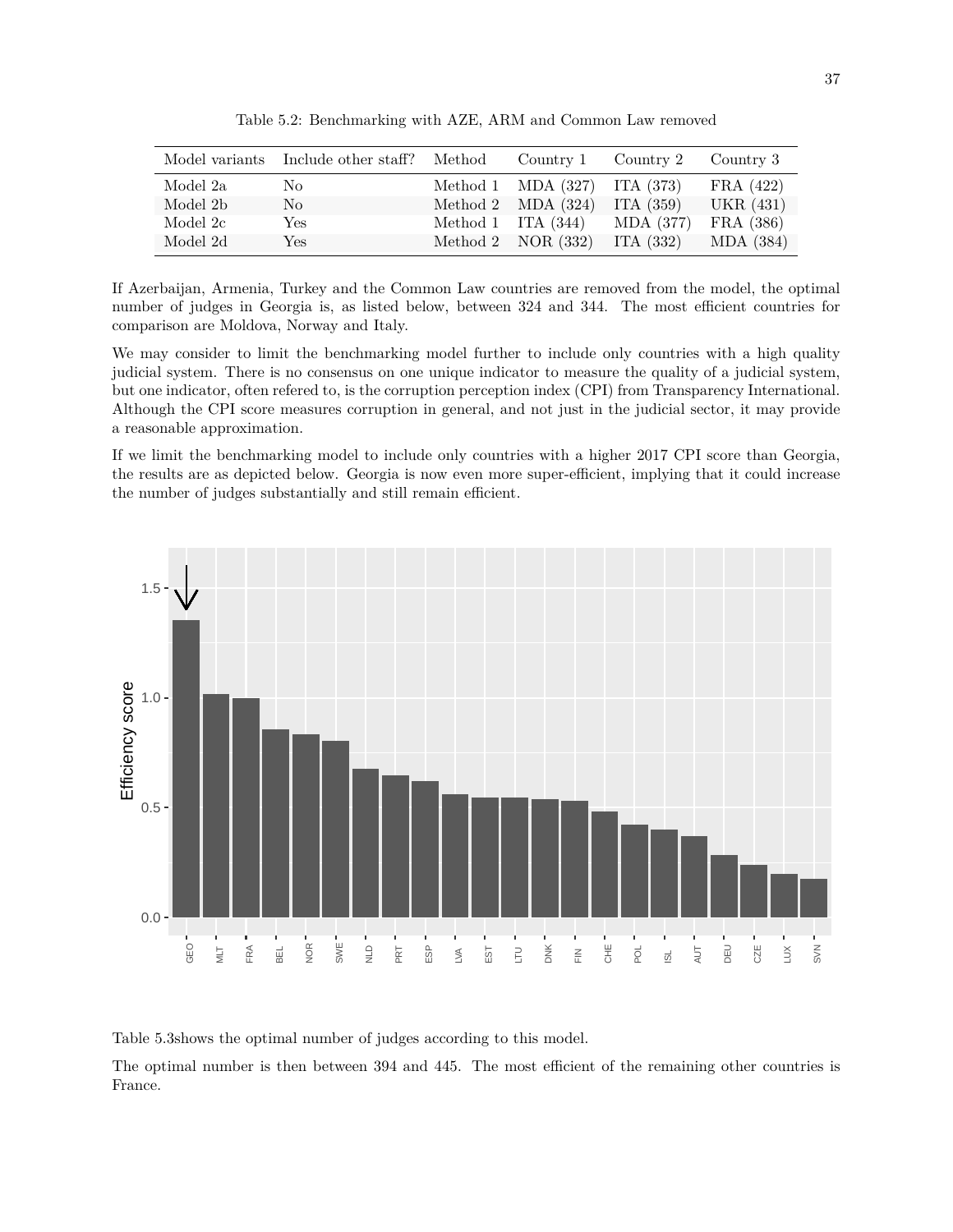Table 5.2: Benchmarking with AZE, ARM and Common Law removed

| Model variants | Include other staff? | Method | Country 1 | Country 2 | Country 3 |
|---|---|---|---|---|---|
| Model 2a | No | Method 1 | MDA (327) | ITA (373) | FRA (422) |
| Model 2b | No | Method 2 | MDA (324) | ITA (359) | UKR (431) |
| Model 2c | Yes | Method 1 | ITA (344) | MDA (377) | FRA (386) |
| Model 2d | Yes | Method 2 | NOR (332) | ITA (332) | MDA (384) |

If Azerbaijan, Armenia, Turkey and the Common Law countries are removed from the model, the optimal number of judges in Georgia is, as listed below, between 324 and 344. The most efficient countries for comparison are Moldova, Norway and Italy.

We may consider to limit the benchmarking model further to include only countries with a high quality judicial system. There is no consensus on one unique indicator to measure the quality of a judicial system, but one indicator, often refered to, is the corruption perception index (CPI) from Transparency International. Although the CPI score measures corruption in general, and not just in the judicial sector, it may provide a reasonable approximation.

If we limit the benchmarking model to include only countries with a higher 2017 CPI score than Georgia, the results are as depicted below. Georgia is now even more super-efficient, implying that it could increase the number of judges substantially and still remain efficient.

Table 5.3shows the optimal number of judges according to this model.

The optimal number is then between 394 and 445. The most efficient of the remaining other countries is France.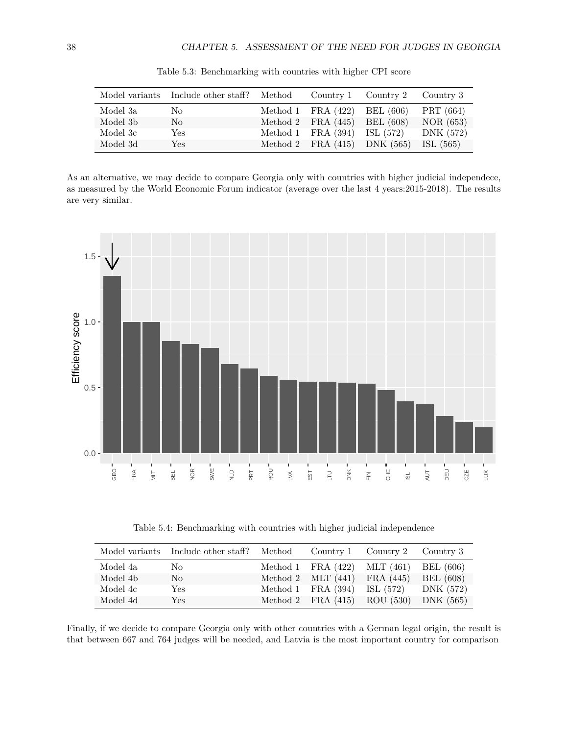Table 5.3: Benchmarking with countries with higher CPI score

| Model variants | Include other staff? | Method | Country 1 | Country 2 | Country 3 |
|---|---|---|---|---|---|
| Model 3a | No | Method 1 | FRA (422) | BEL (606) | PRT (664) |
| Model 3b | No | Method 2 | FRA (445) | BEL (608) | NOR (653) |
| Model 3c | Yes | Method 1 | FRA (394) | ISL (572) | DNK (572) |
| Model 3d | Yes | Method 2 | FRA (415) | DNK (565) | ISL (565) |

As an alternative, we may decide to compare Georgia only with countries with higher judicial independece, as measured by the World Economic Forum indicator (average over the last 4 years:2015-2018). The results are very similar.

Table 5.4: Benchmarking with countries with higher judicial independence

| Model variants | Include other staff? | Method | Country 1 | Country 2 | Country 3 |
|---|---|---|---|---|---|
| Model 4a | No | Method 1 | FRA (422) | MLT (461) | BEL (606) |
| Model 4b | No | Method 2 | MLT (441) | FRA (445) | BEL (608) |
| Model 4c | Yes | Method 1 | FRA (394) | ISL (572) | DNK (572) |
| Model 4d | Yes | Method 2 | FRA (415) | ROU (530) | DNK (565) |

Finally, if we decide to compare Georgia only with other countries with a German legal origin, the result is that between 667 and 764 judges will be needed, and Latvia is the most important country for comparison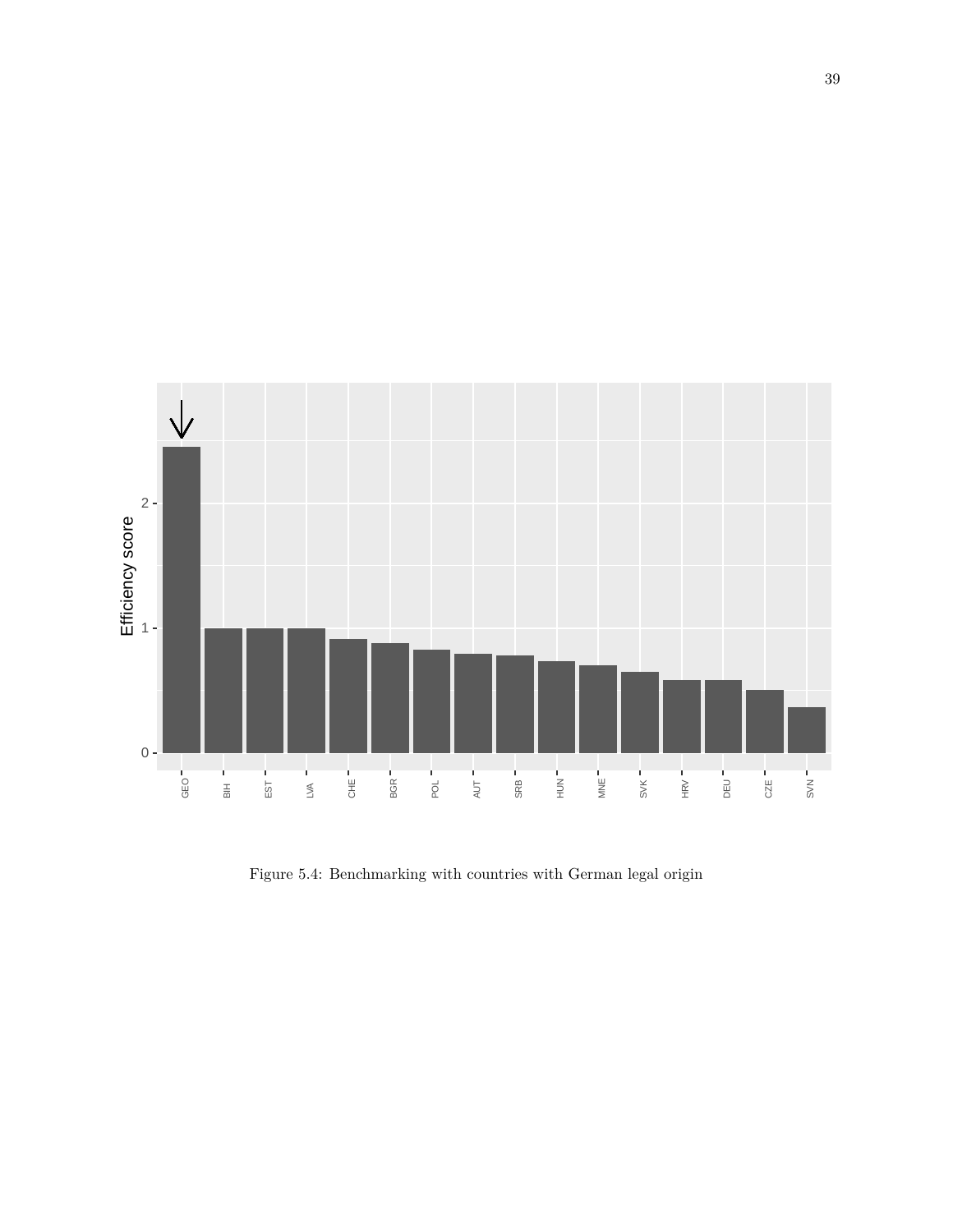Figure 5.4: Benchmarking with countries with German legal origin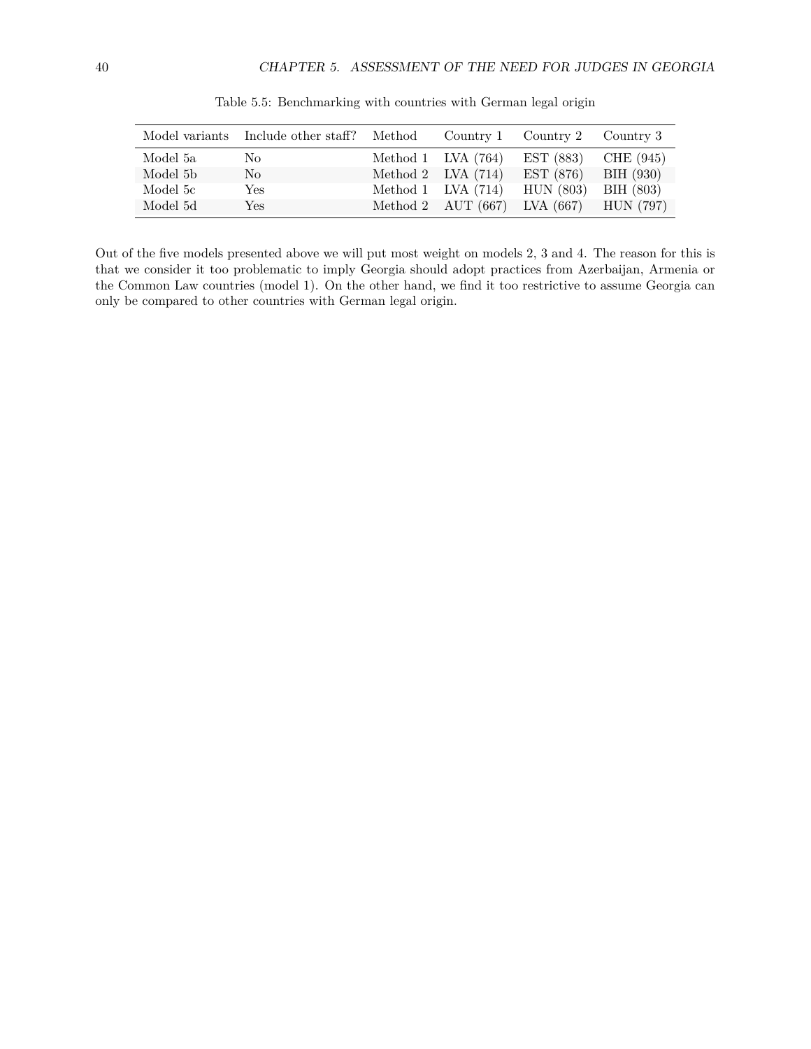Table 5.5: Benchmarking with countries with German legal origin

| Model variants | Include other staff? | Method | Country 1 | Country 2 | Country 3 |
|---|---|---|---|---|---|
| Model 5a | No | Method 1 | LVA (764) | EST (883) | CHE (945) |
| Model 5b | No | Method 2 | LVA (714) | EST (876) | BIH (930) |
| Model 5c | Yes | Method 1 | LVA (714) | HUN (803) | BIH (803) |
| Model 5d | Yes | Method 2 | AUT (667) | LVA (667) | HUN (797) |

Out of the five models presented above we will put most weight on models 2, 3 and 4. The reason for this is that we consider it too problematic to imply Georgia should adopt practices from Azerbaijan, Armenia or the Common Law countries (model 1). On the other hand, we find it too restrictive to assume Georgia can only be compared to other countries with German legal origin.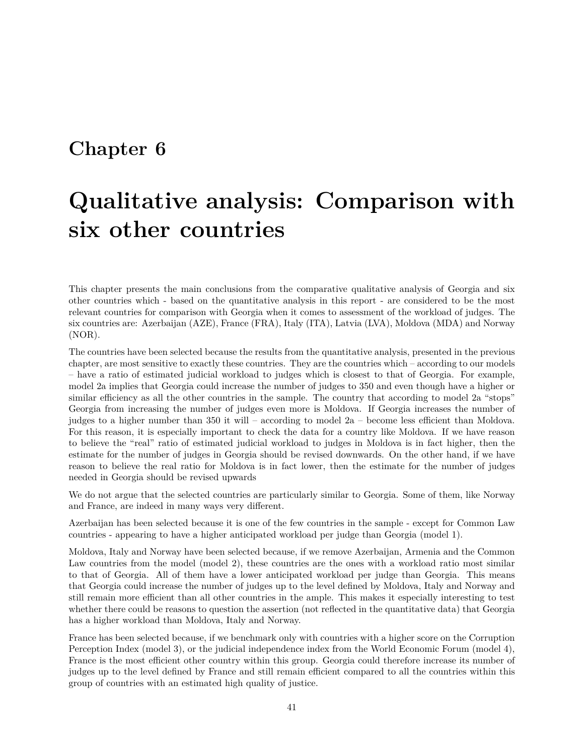# Chapter 6

# Qualitative analysis: Comparison with six other countries

This chapter presents the main conclusions from the comparative qualitative analysis of Georgia and six other countries which - based on the quantitative analysis in this report - are considered to be the most relevant countries for comparison with Georgia when it comes to assessment of the workload of judges. The six countries are: Azerbaijan (AZE), France (FRA), Italy (ITA), Latvia (LVA), Moldova (MDA) and Norway (NOR).

The countries have been selected because the results from the quantitative analysis, presented in the previous chapter, are most sensitive to exactly these countries. They are the countries which – according to our models – have a ratio of estimated judicial workload to judges which is closest to that of Georgia. For example, model 2a implies that Georgia could increase the number of judges to 350 and even though have a higher or similar efficiency as all the other countries in the sample. The country that according to model 2a "stops" Georgia from increasing the number of judges even more is Moldova. If Georgia increases the number of judges to a higher number than 350 it will – according to model 2a – become less efficient than Moldova. For this reason, it is especially important to check the data for a country like Moldova. If we have reason to believe the "real" ratio of estimated judicial workload to judges in Moldova is in fact higher, then the estimate for the number of judges in Georgia should be revised downwards. On the other hand, if we have reason to believe the real ratio for Moldova is in fact lower, then the estimate for the number of judges needed in Georgia should be revised upwards

We do not argue that the selected countries are particularly similar to Georgia. Some of them, like Norway and France, are indeed in many ways very different.

Azerbaijan has been selected because it is one of the few countries in the sample - except for Common Law countries - appearing to have a higher anticipated workload per judge than Georgia (model 1).

Moldova, Italy and Norway have been selected because, if we remove Azerbaijan, Armenia and the Common Law countries from the model (model 2), these countries are the ones with a workload ratio most similar to that of Georgia. All of them have a lower anticipated workload per judge than Georgia. This means that Georgia could increase the number of judges up to the level defined by Moldova, Italy and Norway and still remain more efficient than all other countries in the ample. This makes it especially interesting to test whether there could be reasons to question the assertion (not reflected in the quantitative data) that Georgia has a higher workload than Moldova, Italy and Norway.

France has been selected because, if we benchmark only with countries with a higher score on the Corruption Perception Index (model 3), or the judicial independence index from the World Economic Forum (model 4), France is the most efficient other country within this group. Georgia could therefore increase its number of judges up to the level defined by France and still remain efficient compared to all the countries within this group of countries with an estimated high quality of justice.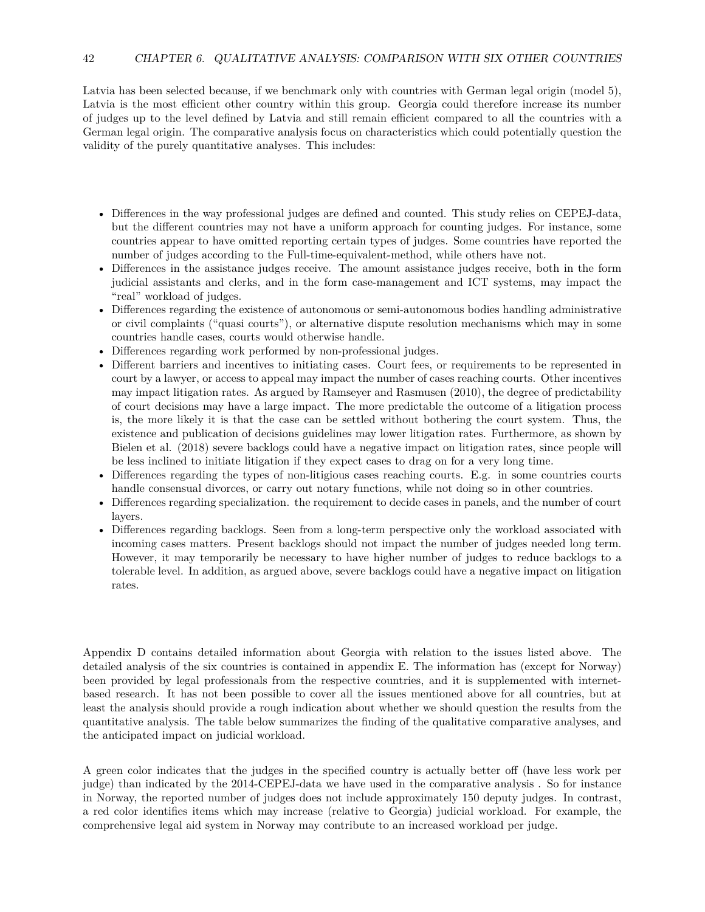Latvia has been selected because, if we benchmark only with countries with German legal origin (model 5), Latvia is the most efficient other country within this group. Georgia could therefore increase its number of judges up to the level defined by Latvia and still remain efficient compared to all the countries with a German legal origin. The comparative analysis focus on characteristics which could potentially question the validity of the purely quantitative analyses. This includes:

- Differences in the way professional judges are defined and counted. This study relies on CEPEJ-data, but the different countries may not have a uniform approach for counting judges. For instance, some countries appear to have omitted reporting certain types of judges. Some countries have reported the number of judges according to the Full-time-equivalent-method, while others have not.
- Differences in the assistance judges receive. The amount assistance judges receive, both in the form judicial assistants and clerks, and in the form case-management and ICT systems, may impact the "real" workload of judges.
- Differences regarding the existence of autonomous or semi-autonomous bodies handling administrative or civil complaints ("quasi courts"), or alternative dispute resolution mechanisms which may in some countries handle cases, courts would otherwise handle.
- Differences regarding work performed by non-professional judges.
- Different barriers and incentives to initiating cases. Court fees, or requirements to be represented in court by a lawyer, or access to appeal may impact the number of cases reaching courts. Other incentives may impact litigation rates. As argued by Ramseyer and Rasmusen (2010), the degree of predictability of court decisions may have a large impact. The more predictable the outcome of a litigation process is, the more likely it is that the case can be settled without bothering the court system. Thus, the existence and publication of decisions guidelines may lower litigation rates. Furthermore, as shown by Bielen et al. (2018) severe backlogs could have a negative impact on litigation rates, since people will be less inclined to initiate litigation if they expect cases to drag on for a very long time.
- Differences regarding the types of non-litigious cases reaching courts. E.g. in some countries courts handle consensual divorces, or carry out notary functions, while not doing so in other countries.
- Differences regarding specialization. the requirement to decide cases in panels, and the number of court layers.
- Differences regarding backlogs. Seen from a long-term perspective only the workload associated with incoming cases matters. Present backlogs should not impact the number of judges needed long term. However, it may temporarily be necessary to have higher number of judges to reduce backlogs to a tolerable level. In addition, as argued above, severe backlogs could have a negative impact on litigation rates.

Appendix D contains detailed information about Georgia with relation to the issues listed above. The detailed analysis of the six countries is contained in appendix E. The information has (except for Norway) been provided by legal professionals from the respective countries, and it is supplemented with internet-based research. It has not been possible to cover all the issues mentioned above for all countries, but at least the analysis should provide a rough indication about whether we should question the results from the quantitative analysis. The table below summarizes the finding of the qualitative comparative analyses, and the anticipated impact on judicial workload.

A green color indicates that the judges in the specified country is actually better off (have less work per judge) than indicated by the 2014-CEPEJ-data we have used in the comparative analysis . So for instance in Norway, the reported number of judges does not include approximately 150 deputy judges. In contrast, a red color identifies items which may increase (relative to Georgia) judicial workload. For example, the comprehensive legal aid system in Norway may contribute to an increased workload per judge.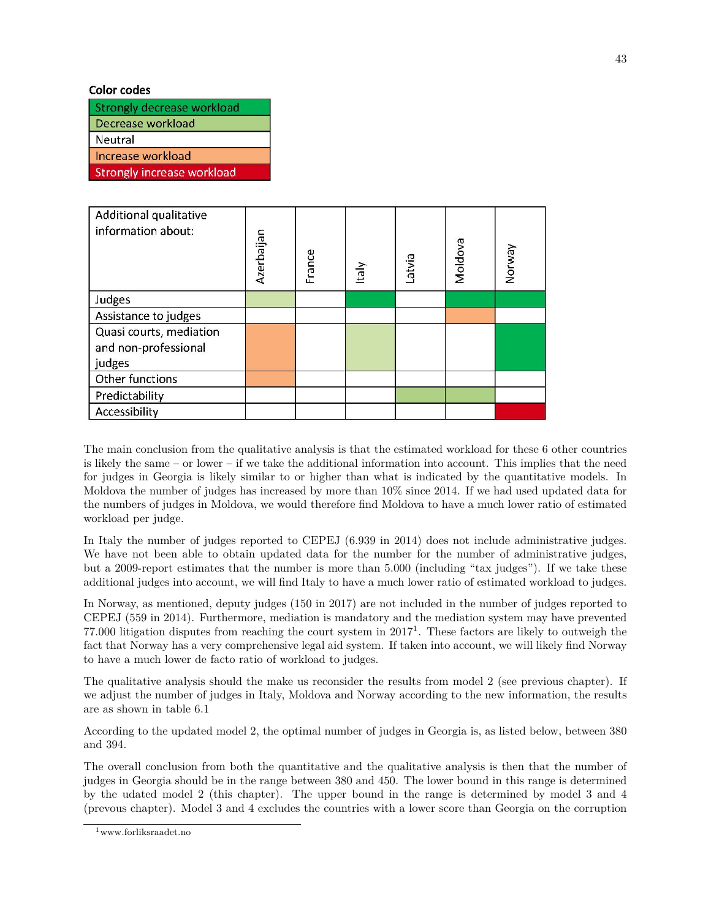**Color codes**

| Color codes |
|---|
| Strongly decrease workload |
| Decrease workload |
| Neutral |
| Increase workload |
| Strongly increase workload |

| Additional qualitative information about: | Azerbaijan | France | Italy | Latvia | Moldova | Norway |
|---|---|---|---|---|---|---|
| Judges | Decrease workload | | Strongly decrease workload | | Strongly decrease workload | Strongly decrease workload |
| Assistance to judges | | | | | Increase workload | |
| Quasi courts, mediation and non-professional judges | Increase workload | | Decrease workload | | | Strongly decrease workload |
| Other functions | Increase workload | | | | | |
| Predictability | | | | Decrease workload | Decrease workload | |
| Accessibility | | | | | | Strongly increase workload |

The main conclusion from the qualitative analysis is that the estimated workload for these 6 other countries is likely the same – or lower – if we take the additional information into account. This implies that the need for judges in Georgia is likely similar to or higher than what is indicated by the quantitative models. In Moldova the number of judges has increased by more than 10% since 2014. If we had used updated data for the numbers of judges in Moldova, we would therefore find Moldova to have a much lower ratio of estimated workload per judge.

In Italy the number of judges reported to CEPEJ (6.939 in 2014) does not include administrative judges. We have not been able to obtain updated data for the number for the number of administrative judges, but a 2009-report estimates that the number is more than 5.000 (including "tax judges"). If we take these additional judges into account, we will find Italy to have a much lower ratio of estimated workload to judges.

In Norway, as mentioned, deputy judges (150 in 2017) are not included in the number of judges reported to CEPEJ (559 in 2014). Furthermore, mediation is mandatory and the mediation system may have prevented 77.000 litigation disputes from reaching the court system in 2017[1]. These factors are likely to outweigh the fact that Norway has a very comprehensive legal aid system. If taken into account, we will likely find Norway to have a much lower de facto ratio of workload to judges.

The qualitative analysis should the make us reconsider the results from model 2 (see previous chapter). If we adjust the number of judges in Italy, Moldova and Norway according to the new information, the results are as shown in table 6.1

According to the updated model 2, the optimal number of judges in Georgia is, as listed below, between 380 and 394.

The overall conclusion from both the quantitative and the qualitative analysis is then that the number of judges in Georgia should be in the range between 380 and 450. The lower bound in this range is determined by the udated model 2 (this chapter). The upper bound in the range is determined by model 3 and 4 (prevous chapter). Model 3 and 4 excludes the countries with a lower score than Georgia on the corruption

[1] www.forliksraadet.no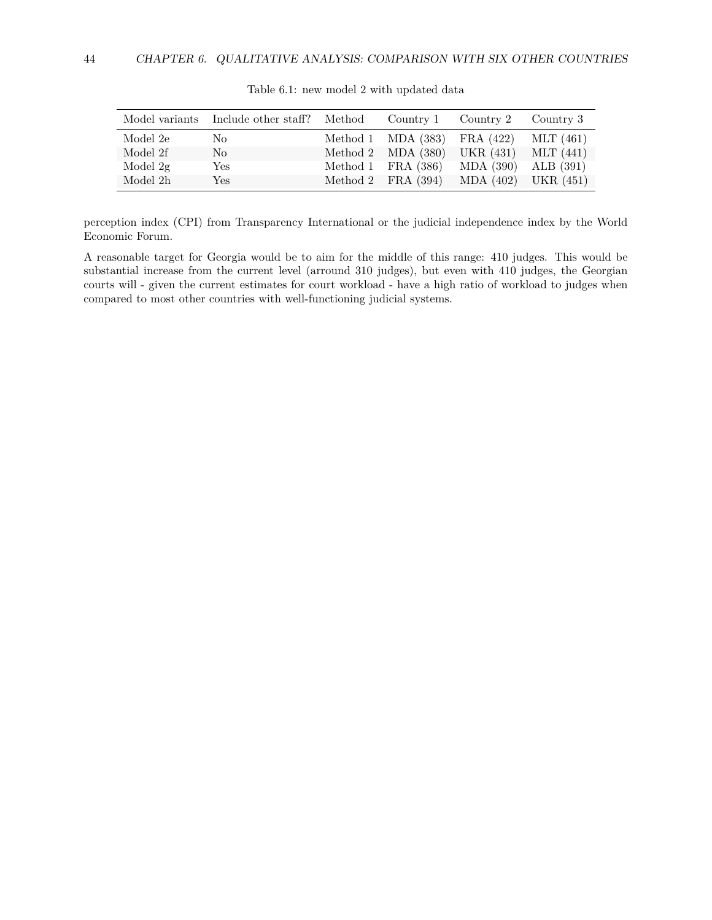Table 6.1: new model 2 with updated data

| Model variants | Include other staff? | Method | Country 1 | Country 2 | Country 3 |
|---|---|---|---|---|---|
| Model 2e | No | Method 1 | MDA (383) | FRA (422) | MLT (461) |
| Model 2f | No | Method 2 | MDA (380) | UKR (431) | MLT (441) |
| Model 2g | Yes | Method 1 | FRA (386) | MDA (390) | ALB (391) |
| Model 2h | Yes | Method 2 | FRA (394) | MDA (402) | UKR (451) |

perception index (CPI) from Transparency International or the judicial independence index by the World Economic Forum.

A reasonable target for Georgia would be to aim for the middle of this range: 410 judges. This would be substantial increase from the current level (arround 310 judges), but even with 410 judges, the Georgian courts will - given the current estimates for court workload - have a high ratio of workload to judges when compared to most other countries with well-functioning judicial systems.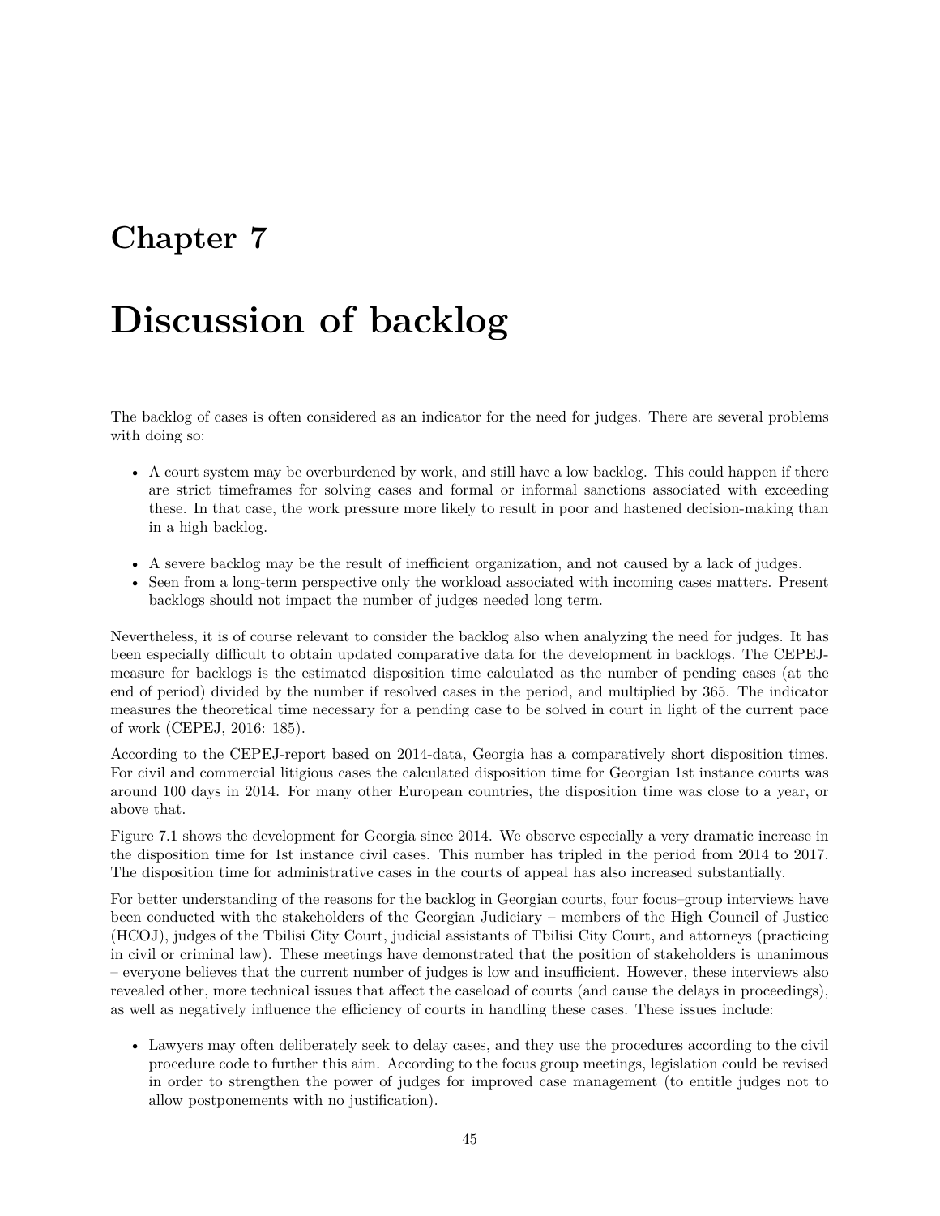# Chapter 7

# Discussion of backlog

The backlog of cases is often considered as an indicator for the need for judges. There are several problems with doing so:

- A court system may be overburdened by work, and still have a low backlog. This could happen if there are strict timeframes for solving cases and formal or informal sanctions associated with exceeding these. In that case, the work pressure more likely to result in poor and hastened decision-making than in a high backlog.
- A severe backlog may be the result of inefficient organization, and not caused by a lack of judges.
- Seen from a long-term perspective only the workload associated with incoming cases matters. Present backlogs should not impact the number of judges needed long term.

Nevertheless, it is of course relevant to consider the backlog also when analyzing the need for judges. It has been especially difficult to obtain updated comparative data for the development in backlogs. The CEPEJ-measure for backlogs is the estimated disposition time calculated as the number of pending cases (at the end of period) divided by the number if resolved cases in the period, and multiplied by 365. The indicator measures the theoretical time necessary for a pending case to be solved in court in light of the current pace of work (CEPEJ, 2016: 185).

According to the CEPEJ-report based on 2014-data, Georgia has a comparatively short disposition times. For civil and commercial litigious cases the calculated disposition time for Georgian 1st instance courts was around 100 days in 2014. For many other European countries, the disposition time was close to a year, or above that.

Figure 7.1 shows the development for Georgia since 2014. We observe especially a very dramatic increase in the disposition time for 1st instance civil cases. This number has tripled in the period from 2014 to 2017. The disposition time for administrative cases in the courts of appeal has also increased substantially.

For better understanding of the reasons for the backlog in Georgian courts, four focus–group interviews have been conducted with the stakeholders of the Georgian Judiciary – members of the High Council of Justice (HCOJ), judges of the Tbilisi City Court, judicial assistants of Tbilisi City Court, and attorneys (practicing in civil or criminal law). These meetings have demonstrated that the position of stakeholders is unanimous – everyone believes that the current number of judges is low and insufficient. However, these interviews also revealed other, more technical issues that affect the caseload of courts (and cause the delays in proceedings), as well as negatively influence the efficiency of courts in handling these cases. These issues include:

- Lawyers may often deliberately seek to delay cases, and they use the procedures according to the civil procedure code to further this aim. According to the focus group meetings, legislation could be revised in order to strengthen the power of judges for improved case management (to entitle judges not to allow postponements with no justification).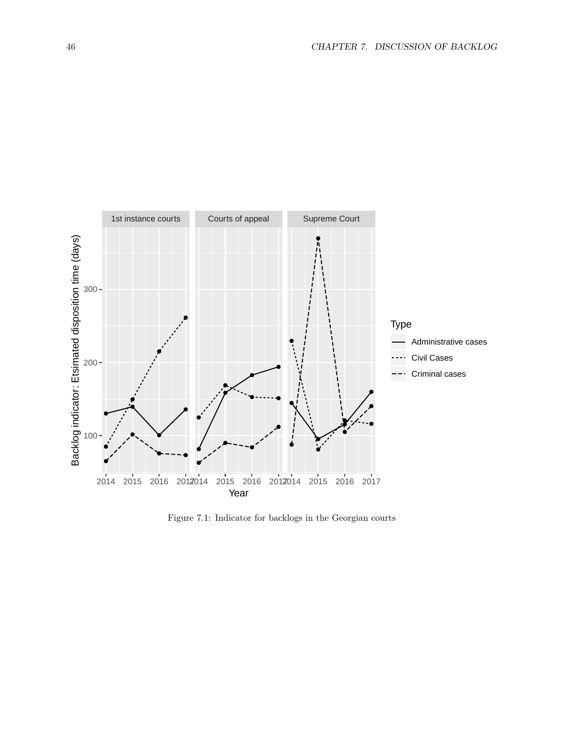Figure 7.1: Indicator for backlogs in the Georgian courts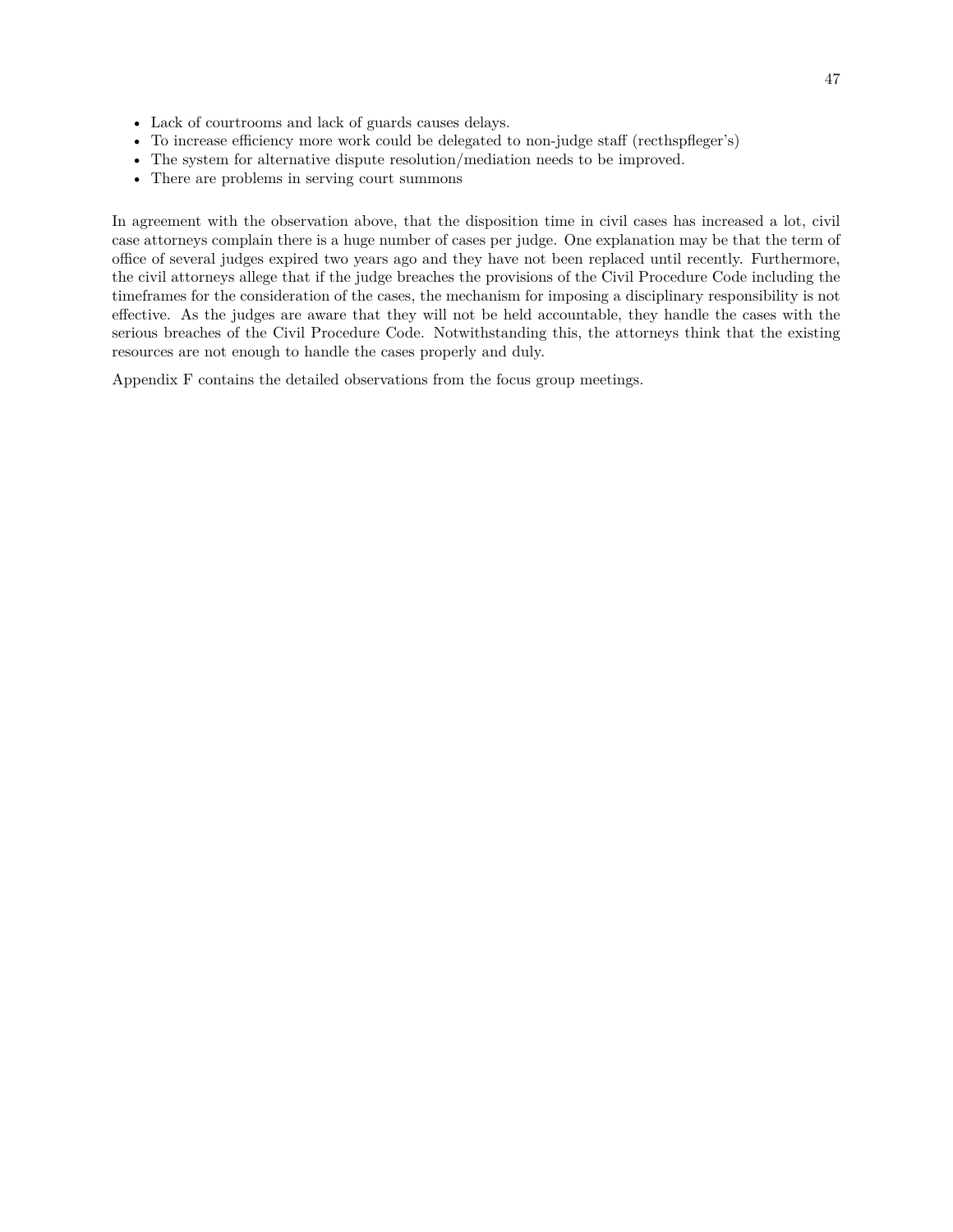- Lack of courtrooms and lack of guards causes delays.
- To increase efficiency more work could be delegated to non-judge staff (recthspfleger's)
- The system for alternative dispute resolution/mediation needs to be improved.
- There are problems in serving court summons

In agreement with the observation above, that the disposition time in civil cases has increased a lot, civil case attorneys complain there is a huge number of cases per judge. One explanation may be that the term of office of several judges expired two years ago and they have not been replaced until recently. Furthermore, the civil attorneys allege that if the judge breaches the provisions of the Civil Procedure Code including the timeframes for the consideration of the cases, the mechanism for imposing a disciplinary responsibility is not effective. As the judges are aware that they will not be held accountable, they handle the cases with the serious breaches of the Civil Procedure Code. Notwithstanding this, the attorneys think that the existing resources are not enough to handle the cases properly and duly.

Appendix F contains the detailed observations from the focus group meetings.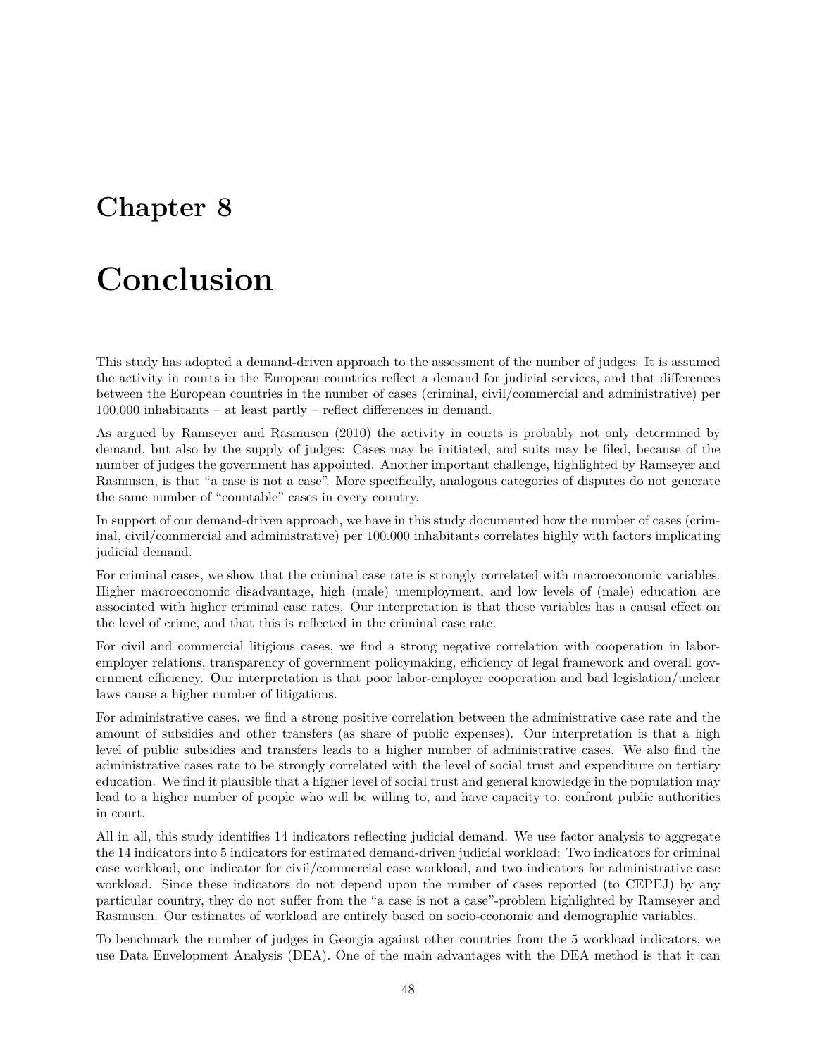# Chapter 8

# Conclusion

This study has adopted a demand-driven approach to the assessment of the number of judges. It is assumed the activity in courts in the European countries reflect a demand for judicial services, and that differences between the European countries in the number of cases (criminal, civil/commercial and administrative) per 100.000 inhabitants – at least partly – reflect differences in demand.

As argued by Ramseyer and Rasmusen (2010) the activity in courts is probably not only determined by demand, but also by the supply of judges: Cases may be initiated, and suits may be filed, because of the number of judges the government has appointed. Another important challenge, highlighted by Ramseyer and Rasmusen, is that "a case is not a case". More specifically, analogous categories of disputes do not generate the same number of "countable" cases in every country.

In support of our demand-driven approach, we have in this study documented how the number of cases (criminal, civil/commercial and administrative) per 100.000 inhabitants correlates highly with factors implicating judicial demand.

For criminal cases, we show that the criminal case rate is strongly correlated with macroeconomic variables. Higher macroeconomic disadvantage, high (male) unemployment, and low levels of (male) education are associated with higher criminal case rates. Our interpretation is that these variables has a causal effect on the level of crime, and that this is reflected in the criminal case rate.

For civil and commercial litigious cases, we find a strong negative correlation with cooperation in labor-employer relations, transparency of government policymaking, efficiency of legal framework and overall government efficiency. Our interpretation is that poor labor-employer cooperation and bad legislation/unclear laws cause a higher number of litigations.

For administrative cases, we find a strong positive correlation between the administrative case rate and the amount of subsidies and other transfers (as share of public expenses). Our interpretation is that a high level of public subsidies and transfers leads to a higher number of administrative cases. We also find the administrative cases rate to be strongly correlated with the level of social trust and expenditure on tertiary education. We find it plausible that a higher level of social trust and general knowledge in the population may lead to a higher number of people who will be willing to, and have capacity to, confront public authorities in court.

All in all, this study identifies 14 indicators reflecting judicial demand. We use factor analysis to aggregate the 14 indicators into 5 indicators for estimated demand-driven judicial workload: Two indicators for criminal case workload, one indicator for civil/commercial case workload, and two indicators for administrative case workload. Since these indicators do not depend upon the number of cases reported (to CEPEJ) by any particular country, they do not suffer from the "a case is not a case"-problem highlighted by Ramseyer and Rasmusen. Our estimates of workload are entirely based on socio-economic and demographic variables.

To benchmark the number of judges in Georgia against other countries from the 5 workload indicators, we use Data Envelopment Analysis (DEA). One of the main advantages with the DEA method is that it can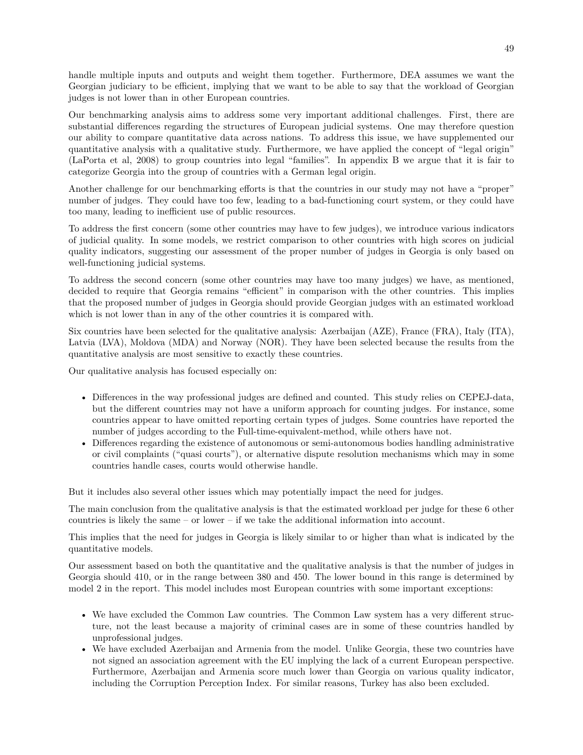handle multiple inputs and outputs and weight them together. Furthermore, DEA assumes we want the Georgian judiciary to be efficient, implying that we want to be able to say that the workload of Georgian judges is not lower than in other European countries.

Our benchmarking analysis aims to address some very important additional challenges. First, there are substantial differences regarding the structures of European judicial systems. One may therefore question our ability to compare quantitative data across nations. To address this issue, we have supplemented our quantitative analysis with a qualitative study. Furthermore, we have applied the concept of "legal origin" (LaPorta et al, 2008) to group countries into legal "families". In appendix B we argue that it is fair to categorize Georgia into the group of countries with a German legal origin.

Another challenge for our benchmarking efforts is that the countries in our study may not have a "proper" number of judges. They could have too few, leading to a bad-functioning court system, or they could have too many, leading to inefficient use of public resources.

To address the first concern (some other countries may have to few judges), we introduce various indicators of judicial quality. In some models, we restrict comparison to other countries with high scores on judicial quality indicators, suggesting our assessment of the proper number of judges in Georgia is only based on well-functioning judicial systems.

To address the second concern (some other countries may have too many judges) we have, as mentioned, decided to require that Georgia remains "efficient" in comparison with the other countries. This implies that the proposed number of judges in Georgia should provide Georgian judges with an estimated workload which is not lower than in any of the other countries it is compared with.

Six countries have been selected for the qualitative analysis: Azerbaijan (AZE), France (FRA), Italy (ITA), Latvia (LVA), Moldova (MDA) and Norway (NOR). They have been selected because the results from the quantitative analysis are most sensitive to exactly these countries.

Our qualitative analysis has focused especially on:

- Differences in the way professional judges are defined and counted. This study relies on CEPEJ-data, but the different countries may not have a uniform approach for counting judges. For instance, some countries appear to have omitted reporting certain types of judges. Some countries have reported the number of judges according to the Full-time-equivalent-method, while others have not.
- Differences regarding the existence of autonomous or semi-autonomous bodies handling administrative or civil complaints ("quasi courts"), or alternative dispute resolution mechanisms which may in some countries handle cases, courts would otherwise handle.

But it includes also several other issues which may potentially impact the need for judges.

The main conclusion from the qualitative analysis is that the estimated workload per judge for these 6 other countries is likely the same – or lower – if we take the additional information into account.

This implies that the need for judges in Georgia is likely similar to or higher than what is indicated by the quantitative models.

Our assessment based on both the quantitative and the qualitative analysis is that the number of judges in Georgia should 410, or in the range between 380 and 450. The lower bound in this range is determined by model 2 in the report. This model includes most European countries with some important exceptions:

- We have excluded the Common Law countries. The Common Law system has a very different structure, not the least because a majority of criminal cases are in some of these countries handled by unprofessional judges.
- We have excluded Azerbaijan and Armenia from the model. Unlike Georgia, these two countries have not signed an association agreement with the EU implying the lack of a current European perspective. Furthermore, Azerbaijan and Armenia score much lower than Georgia on various quality indicator, including the Corruption Perception Index. For similar reasons, Turkey has also been excluded.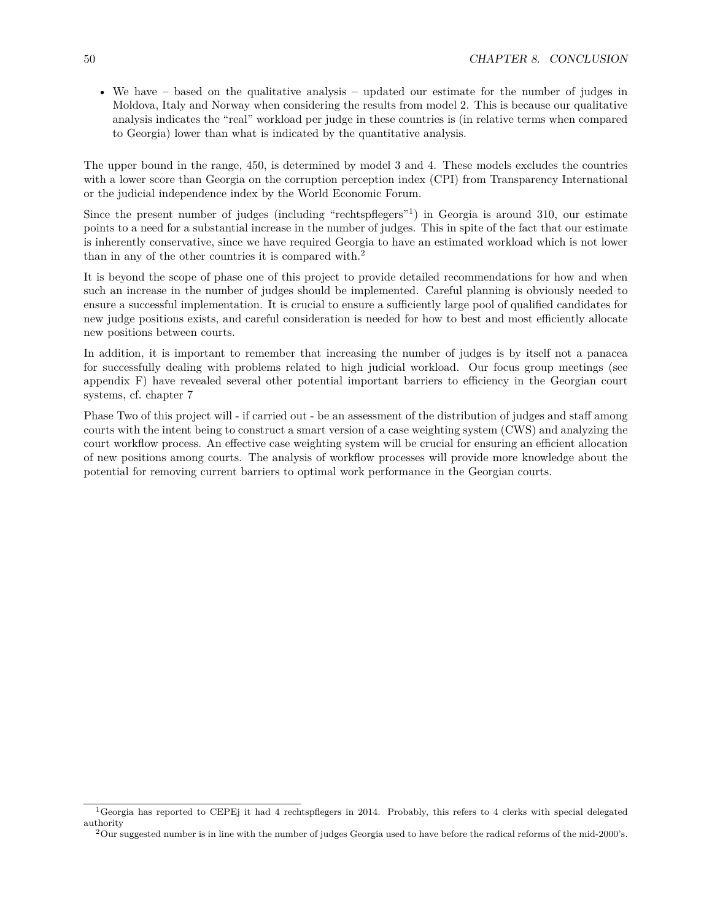- We have – based on the qualitative analysis – updated our estimate for the number of judges in Moldova, Italy and Norway when considering the results from model 2. This is because our qualitative analysis indicates the "real" workload per judge in these countries is (in relative terms when compared to Georgia) lower than what is indicated by the quantitative analysis.

The upper bound in the range, 450, is determined by model 3 and 4. These models excludes the countries with a lower score than Georgia on the corruption perception index (CPI) from Transparency International or the judicial independence index by the World Economic Forum.

Since the present number of judges (including "rechtspflegers"[1]) in Georgia is around 310, our estimate points to a need for a substantial increase in the number of judges. This in spite of the fact that our estimate is inherently conservative, since we have required Georgia to have an estimated workload which is not lower than in any of the other countries it is compared with.[2]

It is beyond the scope of phase one of this project to provide detailed recommendations for how and when such an increase in the number of judges should be implemented. Careful planning is obviously needed to ensure a successful implementation. It is crucial to ensure a sufficiently large pool of qualified candidates for new judge positions exists, and careful consideration is needed for how to best and most efficiently allocate new positions between courts.

In addition, it is important to remember that increasing the number of judges is by itself not a panacea for successfully dealing with problems related to high judicial workload. Our focus group meetings (see appendix F) have revealed several other potential important barriers to efficiency in the Georgian court systems, cf. chapter 7

Phase Two of this project will - if carried out - be an assessment of the distribution of judges and staff among courts with the intent being to construct a smart version of a case weighting system (CWS) and analyzing the court workflow process. An effective case weighting system will be crucial for ensuring an efficient allocation of new positions among courts. The analysis of workflow processes will provide more knowledge about the potential for removing current barriers to optimal work performance in the Georgian courts.

---

[1] Georgia has reported to CEPEj it had 4 rechtspflegers in 2014. Probably, this refers to 4 clerks with special delegated authority

[2] Our suggested number is in line with the number of judges Georgia used to have before the radical reforms of the mid-2000's.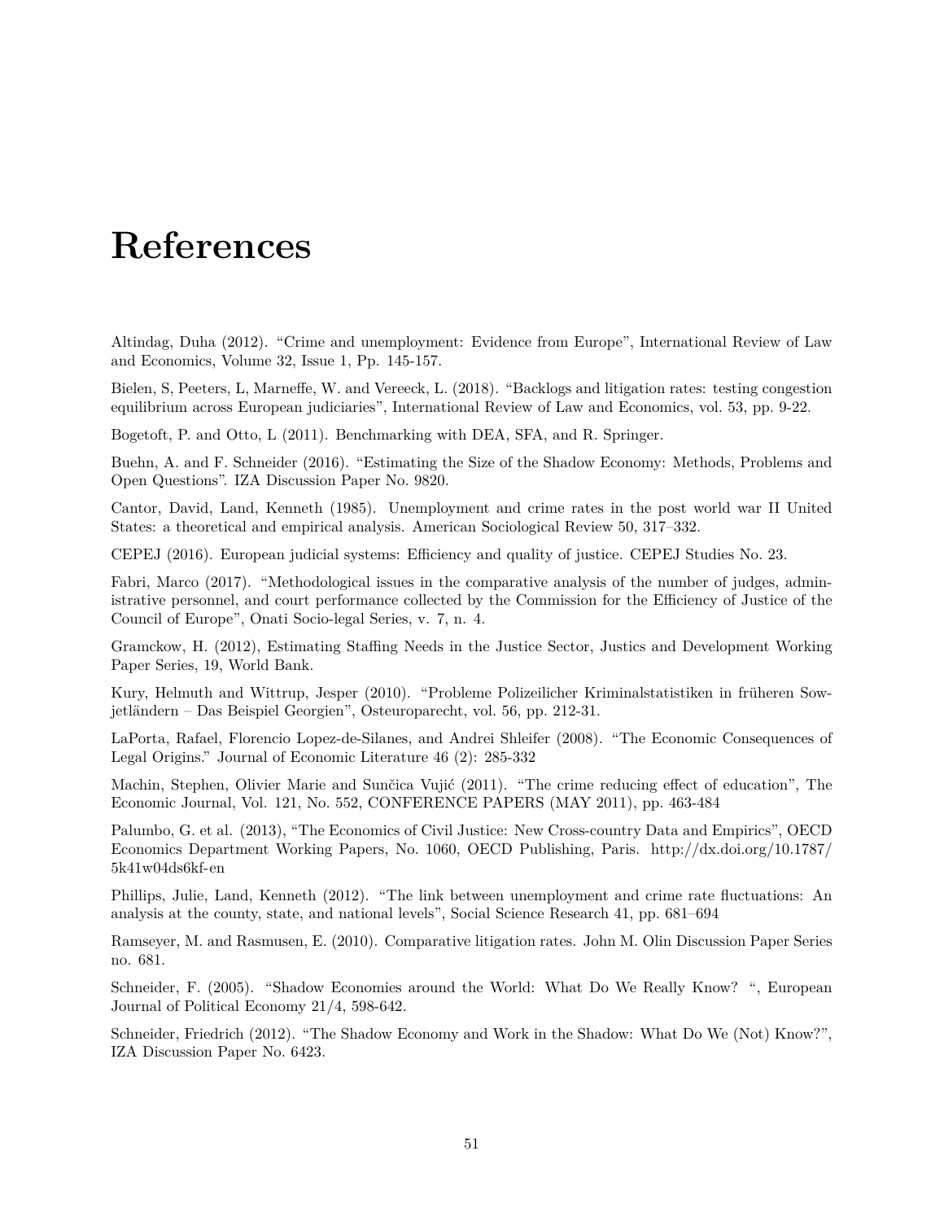# References

Altindag, Duha (2012). “Crime and unemployment: Evidence from Europe”, International Review of Law and Economics, Volume 32, Issue 1, Pp. 145-157.

Bielen, S, Peeters, L, Marneffe, W. and Vereeck, L. (2018). “Backlogs and litigation rates: testing congestion equilibrium across European judiciaries”, International Review of Law and Economics, vol. 53, pp. 9-22.

Bogetoft, P. and Otto, L (2011). Benchmarking with DEA, SFA, and R. Springer.

Buehn, A. and F. Schneider (2016). “Estimating the Size of the Shadow Economy: Methods, Problems and Open Questions”. IZA Discussion Paper No. 9820.

Cantor, David, Land, Kenneth (1985). Unemployment and crime rates in the post world war II United States: a theoretical and empirical analysis. American Sociological Review 50, 317–332.

CEPEJ (2016). European judicial systems: Efficiency and quality of justice. CEPEJ Studies No. 23.

Fabri, Marco (2017). “Methodological issues in the comparative analysis of the number of judges, administrative personnel, and court performance collected by the Commission for the Efficiency of Justice of the Council of Europe”, Onati Socio-legal Series, v. 7, n. 4.

Gramckow, H. (2012), Estimating Staffing Needs in the Justice Sector, Justics and Development Working Paper Series, 19, World Bank.

Kury, Helmuth and Wittrup, Jesper (2010). “Probleme Polizeilicher Kriminalstatistiken in früheren Sowjetländern – Das Beispiel Georgien”, Osteuroparecht, vol. 56, pp. 212-31.

LaPorta, Rafael, Florencio Lopez-de-Silanes, and Andrei Shleifer (2008). “The Economic Consequences of Legal Origins.” Journal of Economic Literature 46 (2): 285-332

Machin, Stephen, Olivier Marie and Sunčica Vujić (2011). “The crime reducing effect of education”, The Economic Journal, Vol. 121, No. 552, CONFERENCE PAPERS (MAY 2011), pp. 463-484

Palumbo, G. et al. (2013), “The Economics of Civil Justice: New Cross-country Data and Empirics”, OECD Economics Department Working Papers, No. 1060, OECD Publishing, Paris. http://dx.doi.org/10.1787/5k41w04ds6kf-en

Phillips, Julie, Land, Kenneth (2012). “The link between unemployment and crime rate fluctuations: An analysis at the county, state, and national levels”, Social Science Research 41, pp. 681–694

Ramseyer, M. and Rasmusen, E. (2010). Comparative litigation rates. John M. Olin Discussion Paper Series no. 681.

Schneider, F. (2005). “Shadow Economies around the World: What Do We Really Know? “, European Journal of Political Economy 21/4, 598-642.

Schneider, Friedrich (2012). “The Shadow Economy and Work in the Shadow: What Do We (Not) Know?”, IZA Discussion Paper No. 6423.